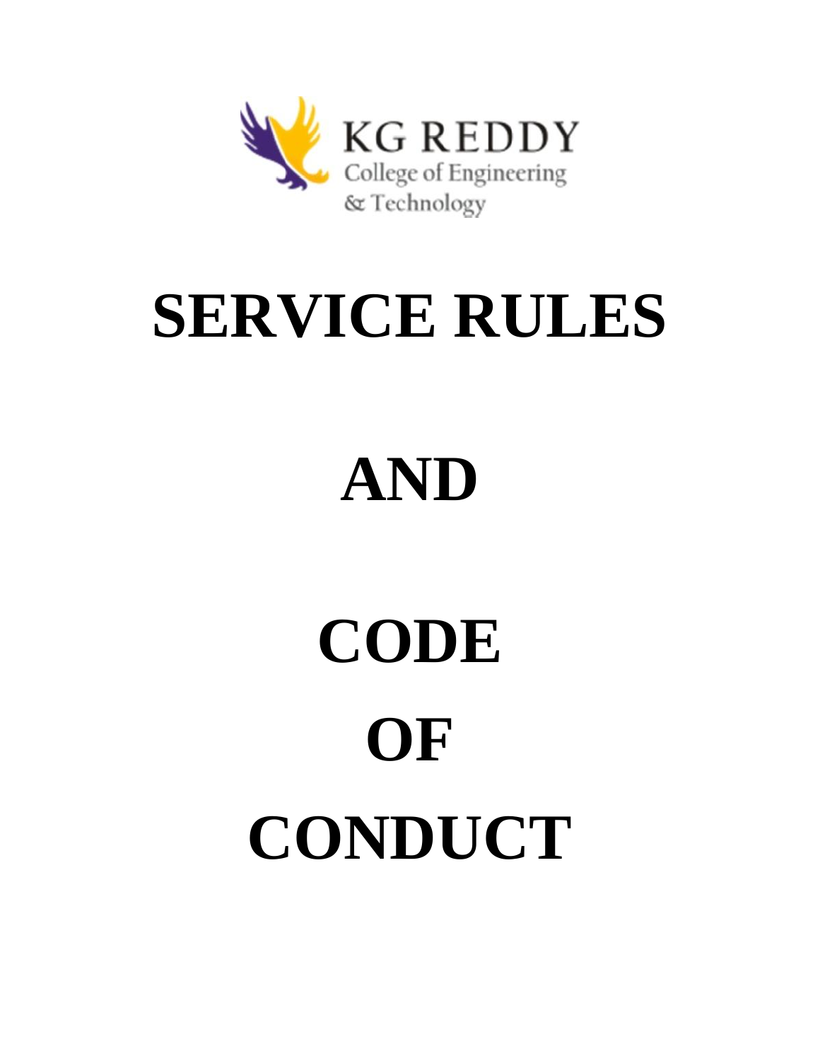KG REDDY
College of Engineering
& Technology

# SERVICE RULES

# AND

# CODE

# OF

# CONDUCT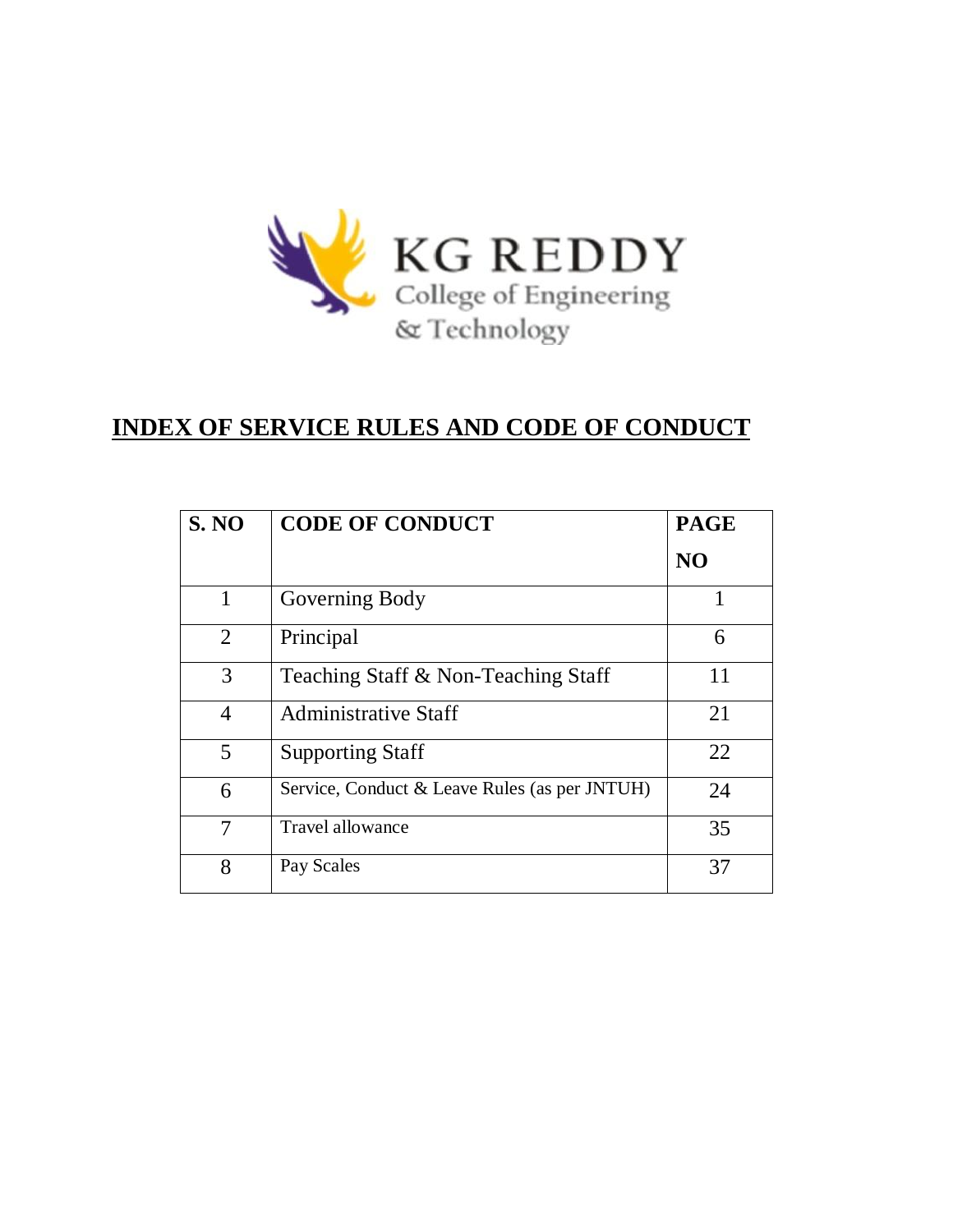KG REDDY
College of Engineering
& Technology

# INDEX OF SERVICE RULES AND CODE OF CONDUCT

| S. NO | CODE OF CONDUCT | PAGE NO |
|---|---|---|
| 1 | Governing Body | 1 |
| 2 | Principal | 6 |
| 3 | Teaching Staff & Non-Teaching Staff | 11 |
| 4 | Administrative Staff | 21 |
| 5 | Supporting Staff | 22 |
| 6 | Service, Conduct & Leave Rules (as per JNTUH) | 24 |
| 7 | Travel allowance | 35 |
| 8 | Pay Scales | 37 |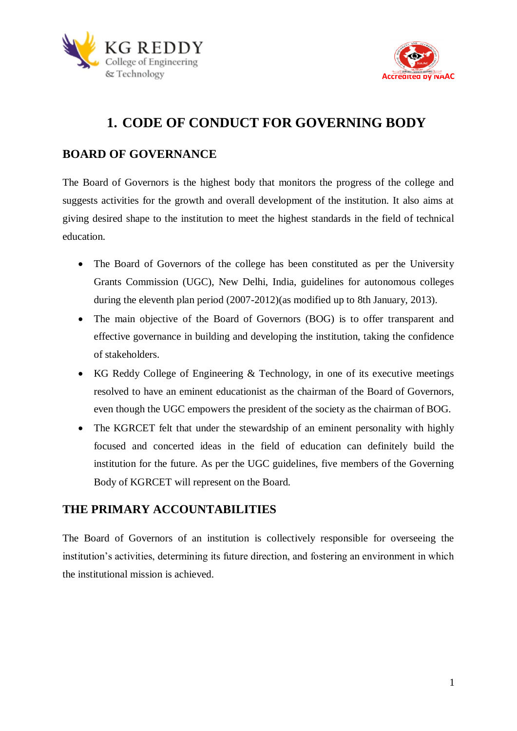# 1. CODE OF CONDUCT FOR GOVERNING BODY

## BOARD OF GOVERNANCE

The Board of Governors is the highest body that monitors the progress of the college and suggests activities for the growth and overall development of the institution. It also aims at giving desired shape to the institution to meet the highest standards in the field of technical education.

- The Board of Governors of the college has been constituted as per the University Grants Commission (UGC), New Delhi, India, guidelines for autonomous colleges during the eleventh plan period (2007-2012)(as modified up to 8th January, 2013).
- The main objective of the Board of Governors (BOG) is to offer transparent and effective governance in building and developing the institution, taking the confidence of stakeholders.
- KG Reddy College of Engineering & Technology, in one of its executive meetings resolved to have an eminent educationist as the chairman of the Board of Governors, even though the UGC empowers the president of the society as the chairman of BOG.
- The KGRCET felt that under the stewardship of an eminent personality with highly focused and concerted ideas in the field of education can definitely build the institution for the future. As per the UGC guidelines, five members of the Governing Body of KGRCET will represent on the Board.

## THE PRIMARY ACCOUNTABILITIES

The Board of Governors of an institution is collectively responsible for overseeing the institution's activities, determining its future direction, and fostering an environment in which the institutional mission is achieved.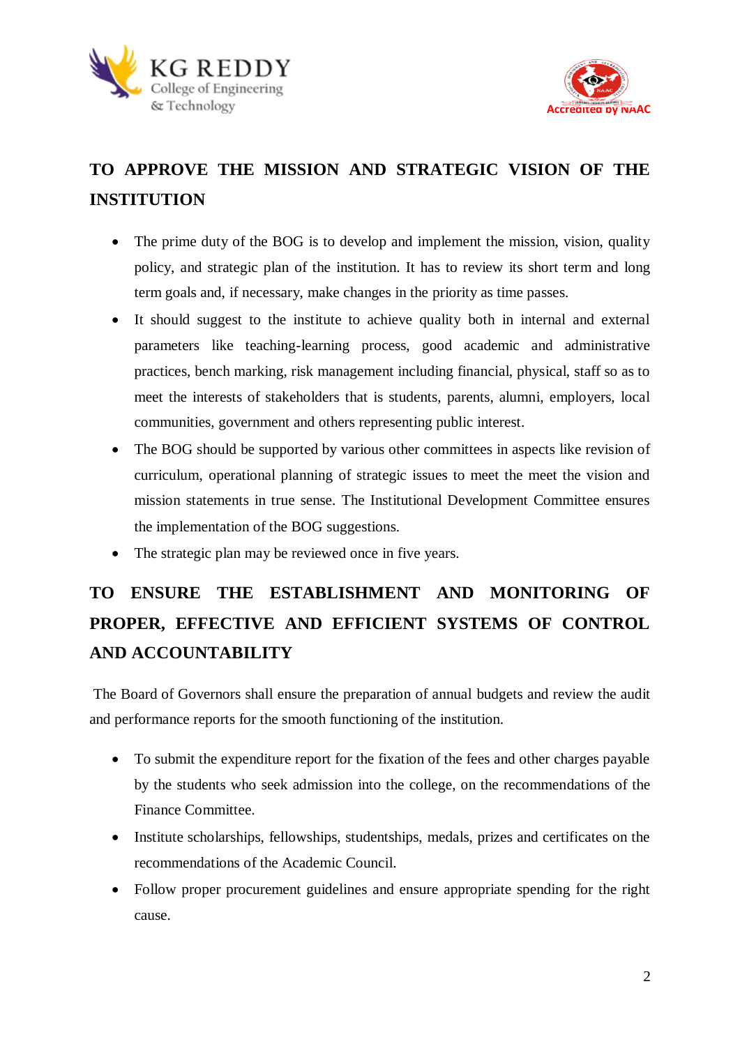## TO APPROVE THE MISSION AND STRATEGIC VISION OF THE INSTITUTION

- The prime duty of the BOG is to develop and implement the mission, vision, quality policy, and strategic plan of the institution. It has to review its short term and long term goals and, if necessary, make changes in the priority as time passes.
- It should suggest to the institute to achieve quality both in internal and external parameters like teaching-learning process, good academic and administrative practices, bench marking, risk management including financial, physical, staff so as to meet the interests of stakeholders that is students, parents, alumni, employers, local communities, government and others representing public interest.
- The BOG should be supported by various other committees in aspects like revision of curriculum, operational planning of strategic issues to meet the meet the vision and mission statements in true sense. The Institutional Development Committee ensures the implementation of the BOG suggestions.
- The strategic plan may be reviewed once in five years.

## TO ENSURE THE ESTABLISHMENT AND MONITORING OF PROPER, EFFECTIVE AND EFFICIENT SYSTEMS OF CONTROL AND ACCOUNTABILITY

The Board of Governors shall ensure the preparation of annual budgets and review the audit and performance reports for the smooth functioning of the institution.

- To submit the expenditure report for the fixation of the fees and other charges payable by the students who seek admission into the college, on the recommendations of the Finance Committee.
- Institute scholarships, fellowships, studentships, medals, prizes and certificates on the recommendations of the Academic Council.
- Follow proper procurement guidelines and ensure appropriate spending for the right cause.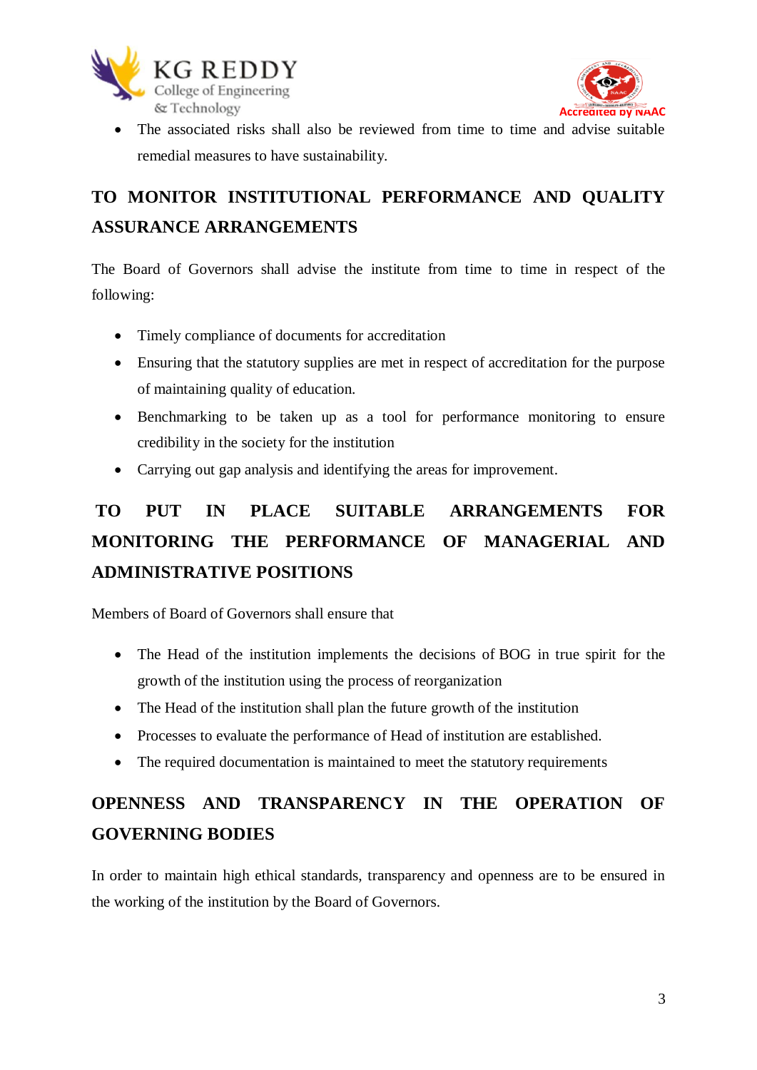- The associated risks shall also be reviewed from time to time and advise suitable remedial measures to have sustainability.

## TO MONITOR INSTITUTIONAL PERFORMANCE AND QUALITY ASSURANCE ARRANGEMENTS

The Board of Governors shall advise the institute from time to time in respect of the following:

- Timely compliance of documents for accreditation
- Ensuring that the statutory supplies are met in respect of accreditation for the purpose of maintaining quality of education.
- Benchmarking to be taken up as a tool for performance monitoring to ensure credibility in the society for the institution
- Carrying out gap analysis and identifying the areas for improvement.

## TO PUT IN PLACE SUITABLE ARRANGEMENTS FOR MONITORING THE PERFORMANCE OF MANAGERIAL AND ADMINISTRATIVE POSITIONS

Members of Board of Governors shall ensure that

- The Head of the institution implements the decisions of BOG in true spirit for the growth of the institution using the process of reorganization
- The Head of the institution shall plan the future growth of the institution
- Processes to evaluate the performance of Head of institution are established.
- The required documentation is maintained to meet the statutory requirements

## OPENNESS AND TRANSPARENCY IN THE OPERATION OF GOVERNING BODIES

In order to maintain high ethical standards, transparency and openness are to be ensured in the working of the institution by the Board of Governors.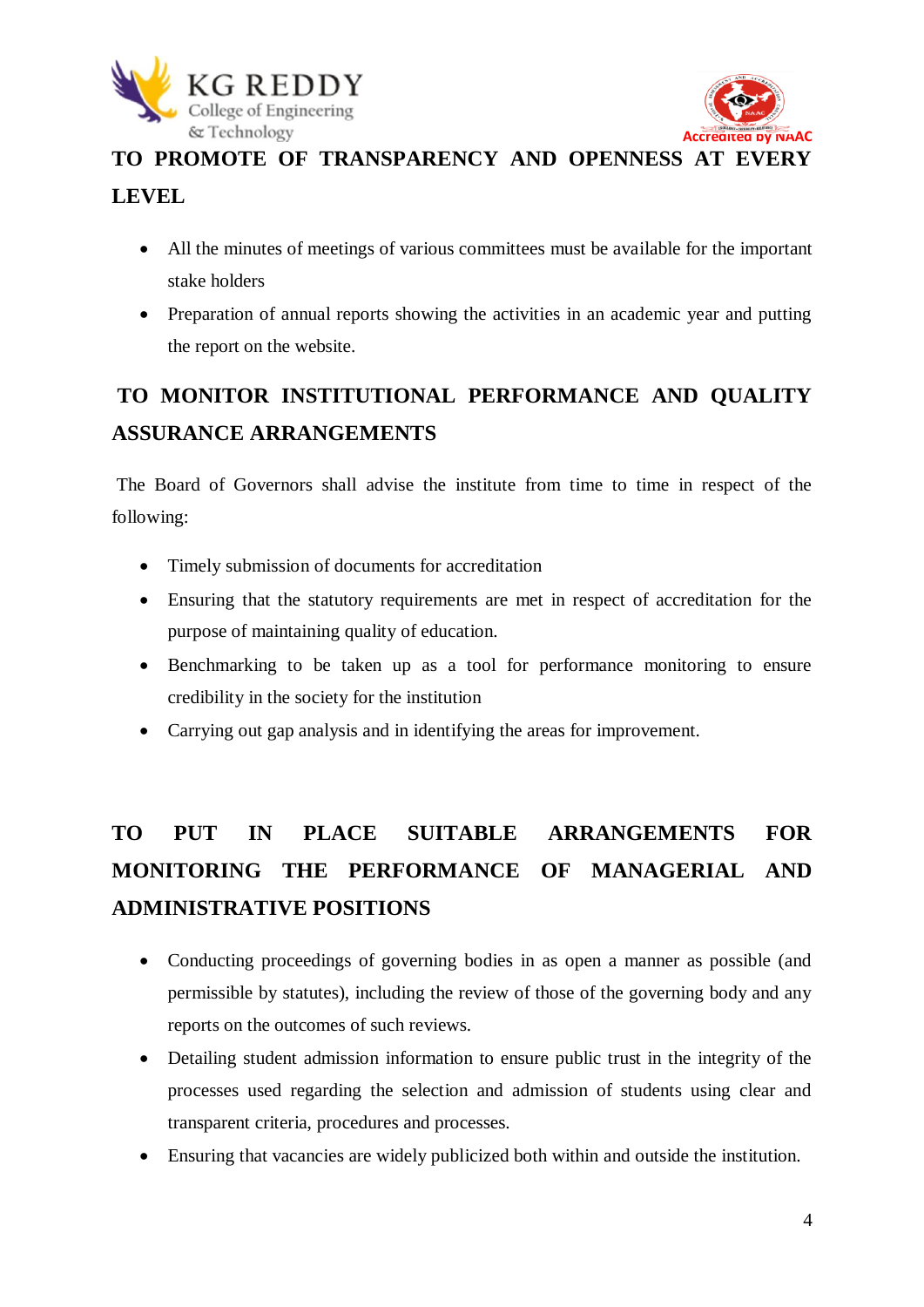## TO PROMOTE OF TRANSPARENCY AND OPENNESS AT EVERY LEVEL

- All the minutes of meetings of various committees must be available for the important stake holders
- Preparation of annual reports showing the activities in an academic year and putting the report on the website.

## TO MONITOR INSTITUTIONAL PERFORMANCE AND QUALITY ASSURANCE ARRANGEMENTS

The Board of Governors shall advise the institute from time to time in respect of the following:

- Timely submission of documents for accreditation
- Ensuring that the statutory requirements are met in respect of accreditation for the purpose of maintaining quality of education.
- Benchmarking to be taken up as a tool for performance monitoring to ensure credibility in the society for the institution
- Carrying out gap analysis and in identifying the areas for improvement.

## TO PUT IN PLACE SUITABLE ARRANGEMENTS FOR MONITORING THE PERFORMANCE OF MANAGERIAL AND ADMINISTRATIVE POSITIONS

- Conducting proceedings of governing bodies in as open a manner as possible (and permissible by statutes), including the review of those of the governing body and any reports on the outcomes of such reviews.
- Detailing student admission information to ensure public trust in the integrity of the processes used regarding the selection and admission of students using clear and transparent criteria, procedures and processes.
- Ensuring that vacancies are widely publicized both within and outside the institution.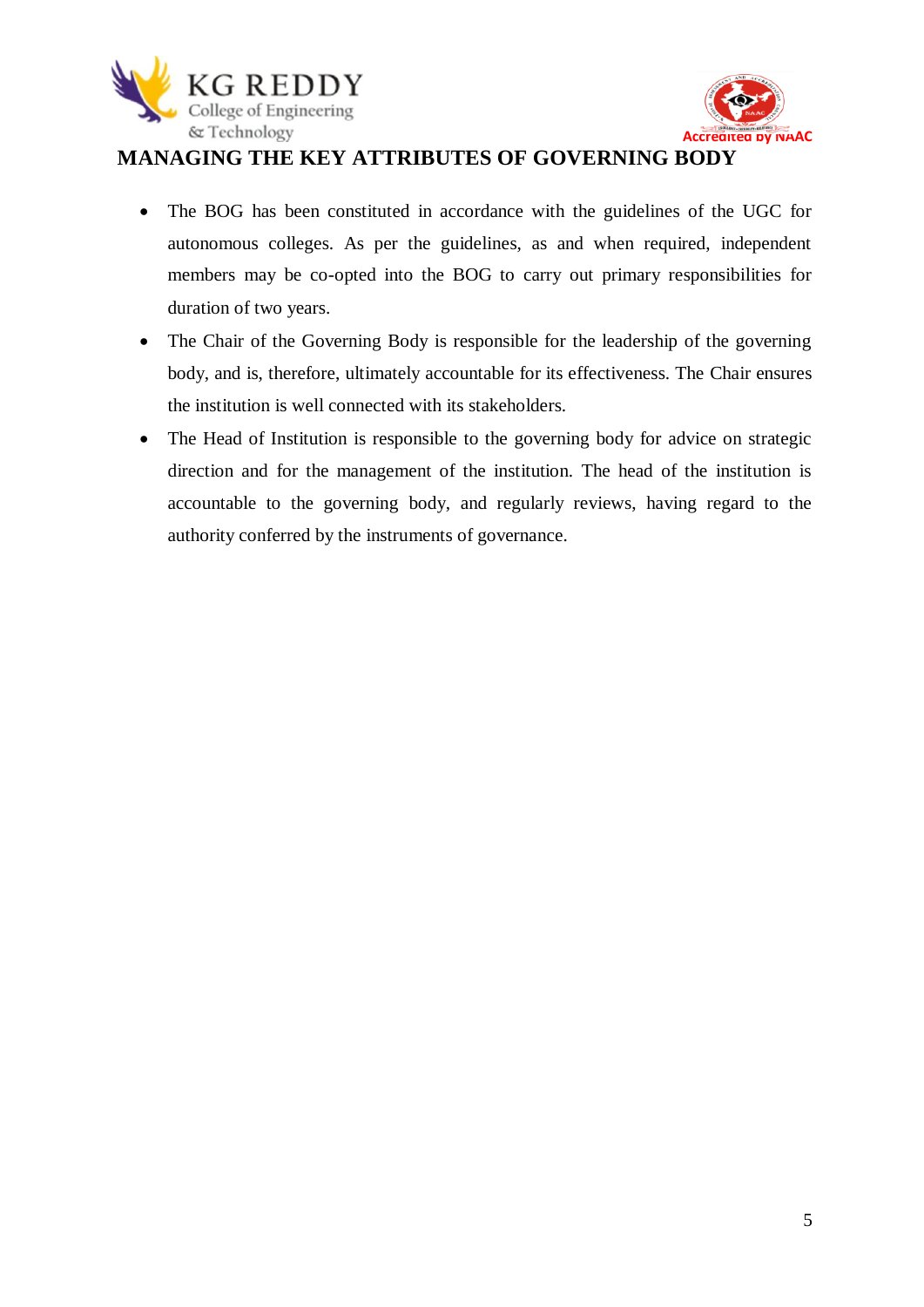## MANAGING THE KEY ATTRIBUTES OF GOVERNING BODY

- The BOG has been constituted in accordance with the guidelines of the UGC for autonomous colleges. As per the guidelines, as and when required, independent members may be co-opted into the BOG to carry out primary responsibilities for duration of two years.
- The Chair of the Governing Body is responsible for the leadership of the governing body, and is, therefore, ultimately accountable for its effectiveness. The Chair ensures the institution is well connected with its stakeholders.
- The Head of Institution is responsible to the governing body for advice on strategic direction and for the management of the institution. The head of the institution is accountable to the governing body, and regularly reviews, having regard to the authority conferred by the instruments of governance.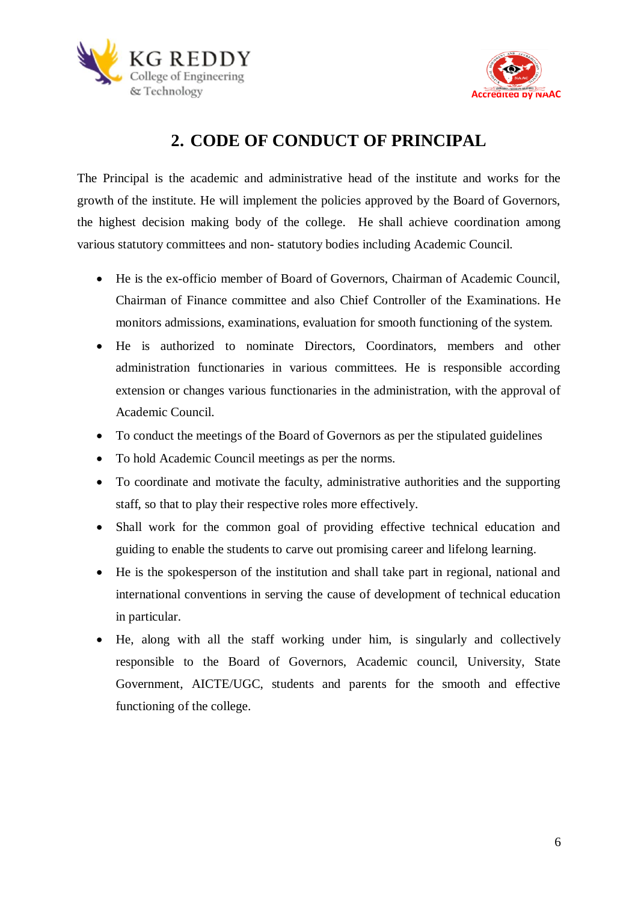## 2. CODE OF CONDUCT OF PRINCIPAL

The Principal is the academic and administrative head of the institute and works for the growth of the institute. He will implement the policies approved by the Board of Governors, the highest decision making body of the college. He shall achieve coordination among various statutory committees and non- statutory bodies including Academic Council.

- He is the ex-officio member of Board of Governors, Chairman of Academic Council, Chairman of Finance committee and also Chief Controller of the Examinations. He monitors admissions, examinations, evaluation for smooth functioning of the system.
- He is authorized to nominate Directors, Coordinators, members and other administration functionaries in various committees. He is responsible according extension or changes various functionaries in the administration, with the approval of Academic Council.
- To conduct the meetings of the Board of Governors as per the stipulated guidelines
- To hold Academic Council meetings as per the norms.
- To coordinate and motivate the faculty, administrative authorities and the supporting staff, so that to play their respective roles more effectively.
- Shall work for the common goal of providing effective technical education and guiding to enable the students to carve out promising career and lifelong learning.
- He is the spokesperson of the institution and shall take part in regional, national and international conventions in serving the cause of development of technical education in particular.
- He, along with all the staff working under him, is singularly and collectively responsible to the Board of Governors, Academic council, University, State Government, AICTE/UGC, students and parents for the smooth and effective functioning of the college.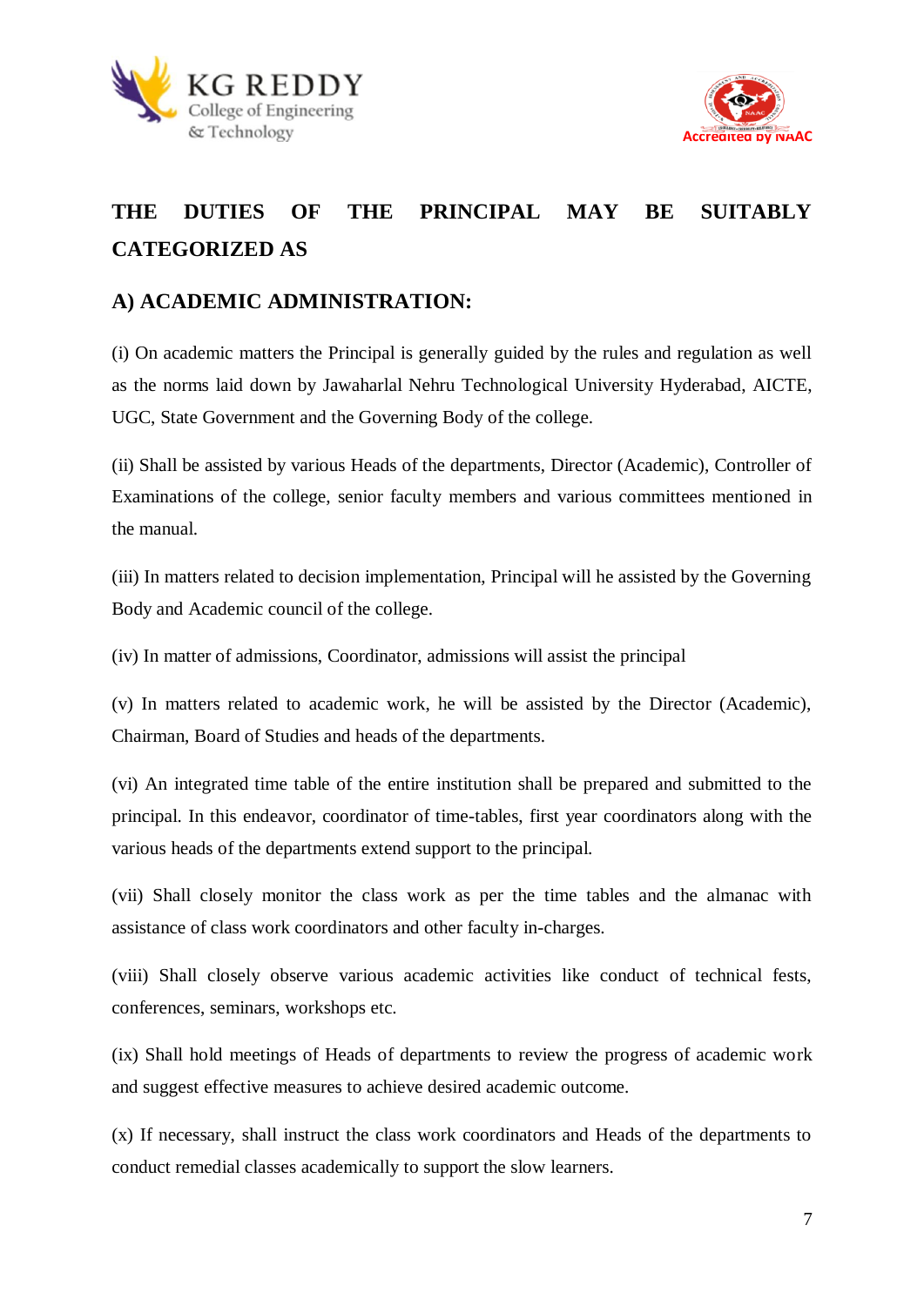## THE DUTIES OF THE PRINCIPAL MAY BE SUITABLY CATEGORIZED AS

### A) ACADEMIC ADMINISTRATION:

(i) On academic matters the Principal is generally guided by the rules and regulation as well as the norms laid down by Jawaharlal Nehru Technological University Hyderabad, AICTE, UGC, State Government and the Governing Body of the college.

(ii) Shall be assisted by various Heads of the departments, Director (Academic), Controller of Examinations of the college, senior faculty members and various committees mentioned in the manual.

(iii) In matters related to decision implementation, Principal will he assisted by the Governing Body and Academic council of the college.

(iv) In matter of admissions, Coordinator, admissions will assist the principal

(v) In matters related to academic work, he will be assisted by the Director (Academic), Chairman, Board of Studies and heads of the departments.

(vi) An integrated time table of the entire institution shall be prepared and submitted to the principal. In this endeavor, coordinator of time-tables, first year coordinators along with the various heads of the departments extend support to the principal.

(vii) Shall closely monitor the class work as per the time tables and the almanac with assistance of class work coordinators and other faculty in-charges.

(viii) Shall closely observe various academic activities like conduct of technical fests, conferences, seminars, workshops etc.

(ix) Shall hold meetings of Heads of departments to review the progress of academic work and suggest effective measures to achieve desired academic outcome.

(x) If necessary, shall instruct the class work coordinators and Heads of the departments to conduct remedial classes academically to support the slow learners.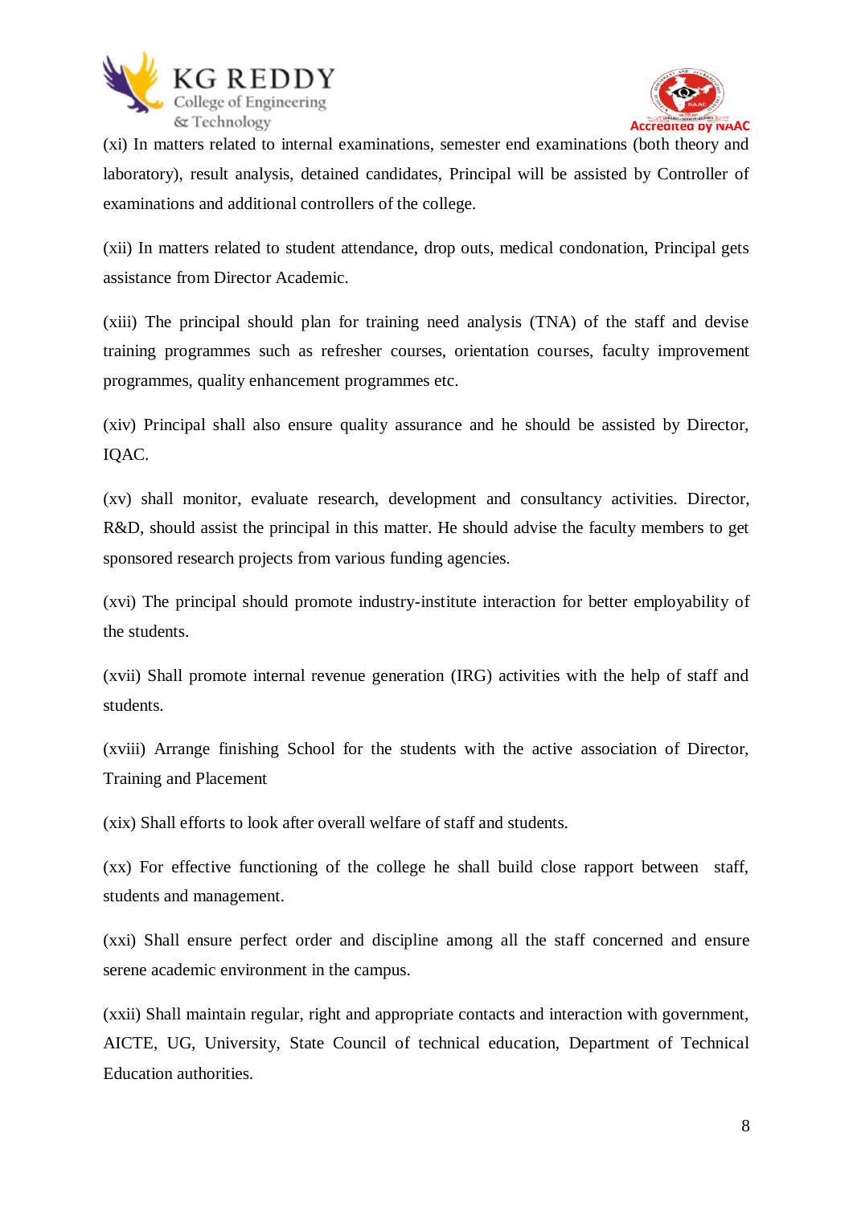(xi) In matters related to internal examinations, semester end examinations (both theory and laboratory), result analysis, detained candidates, Principal will be assisted by Controller of examinations and additional controllers of the college.

(xii) In matters related to student attendance, drop outs, medical condonation, Principal gets assistance from Director Academic.

(xiii) The principal should plan for training need analysis (TNA) of the staff and devise training programmes such as refresher courses, orientation courses, faculty improvement programmes, quality enhancement programmes etc.

(xiv) Principal shall also ensure quality assurance and he should be assisted by Director, IQAC.

(xv) shall monitor, evaluate research, development and consultancy activities. Director, R&D, should assist the principal in this matter. He should advise the faculty members to get sponsored research projects from various funding agencies.

(xvi) The principal should promote industry-institute interaction for better employability of the students.

(xvii) Shall promote internal revenue generation (IRG) activities with the help of staff and students.

(xviii) Arrange finishing School for the students with the active association of Director, Training and Placement

(xix) Shall efforts to look after overall welfare of staff and students.

(xx) For effective functioning of the college he shall build close rapport between staff, students and management.

(xxi) Shall ensure perfect order and discipline among all the staff concerned and ensure serene academic environment in the campus.

(xxii) Shall maintain regular, right and appropriate contacts and interaction with government, AICTE, UG, University, State Council of technical education, Department of Technical Education authorities.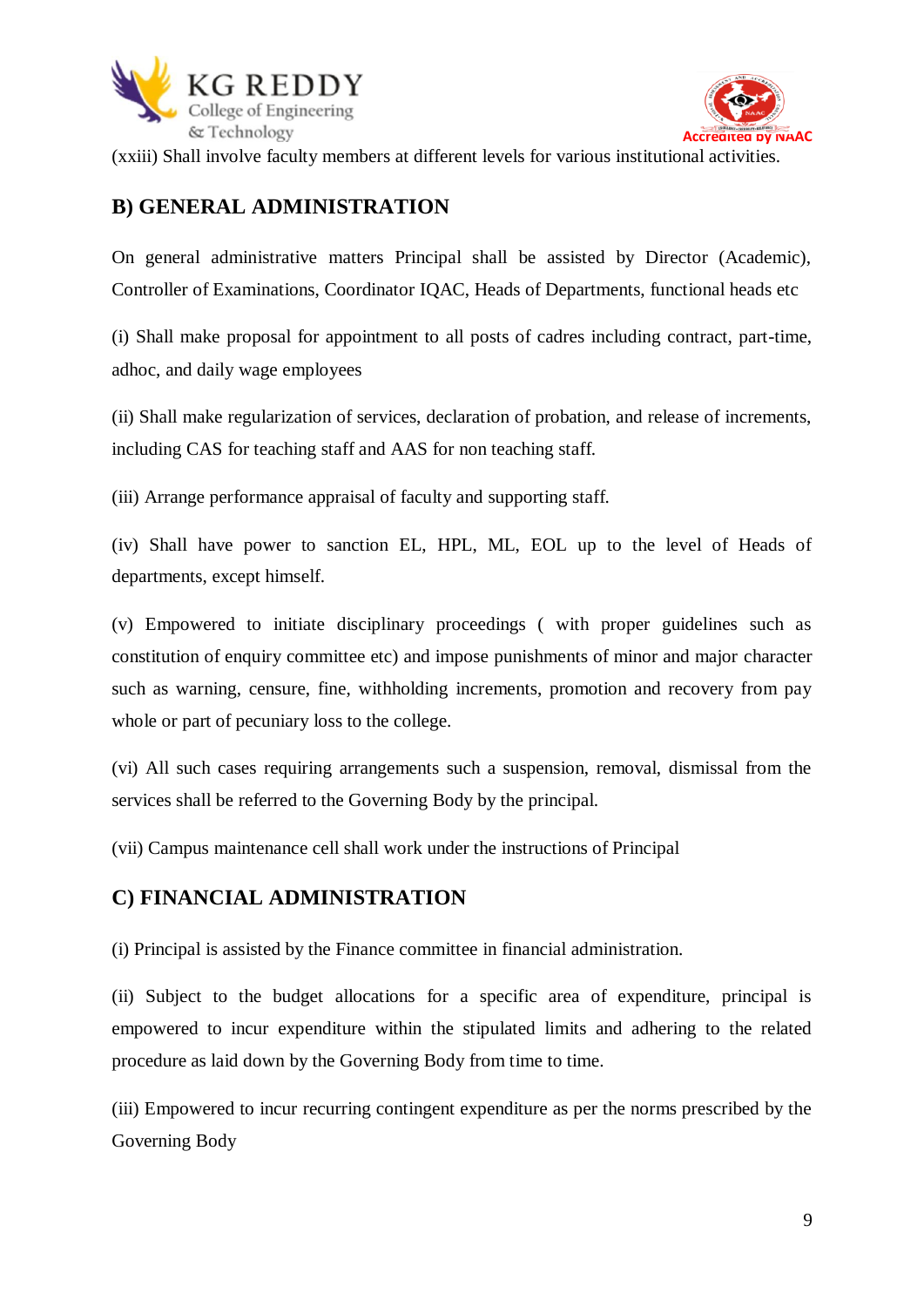(xxiii) Shall involve faculty members at different levels for various institutional activities.

## B) GENERAL ADMINISTRATION

On general administrative matters Principal shall be assisted by Director (Academic), Controller of Examinations, Coordinator IQAC, Heads of Departments, functional heads etc

(i) Shall make proposal for appointment to all posts of cadres including contract, part-time, adhoc, and daily wage employees

(ii) Shall make regularization of services, declaration of probation, and release of increments, including CAS for teaching staff and AAS for non teaching staff.

(iii) Arrange performance appraisal of faculty and supporting staff.

(iv) Shall have power to sanction EL, HPL, ML, EOL up to the level of Heads of departments, except himself.

(v) Empowered to initiate disciplinary proceedings ( with proper guidelines such as constitution of enquiry committee etc) and impose punishments of minor and major character such as warning, censure, fine, withholding increments, promotion and recovery from pay whole or part of pecuniary loss to the college.

(vi) All such cases requiring arrangements such a suspension, removal, dismissal from the services shall be referred to the Governing Body by the principal.

(vii) Campus maintenance cell shall work under the instructions of Principal

## C) FINANCIAL ADMINISTRATION

(i) Principal is assisted by the Finance committee in financial administration.

(ii) Subject to the budget allocations for a specific area of expenditure, principal is empowered to incur expenditure within the stipulated limits and adhering to the related procedure as laid down by the Governing Body from time to time.

(iii) Empowered to incur recurring contingent expenditure as per the norms prescribed by the Governing Body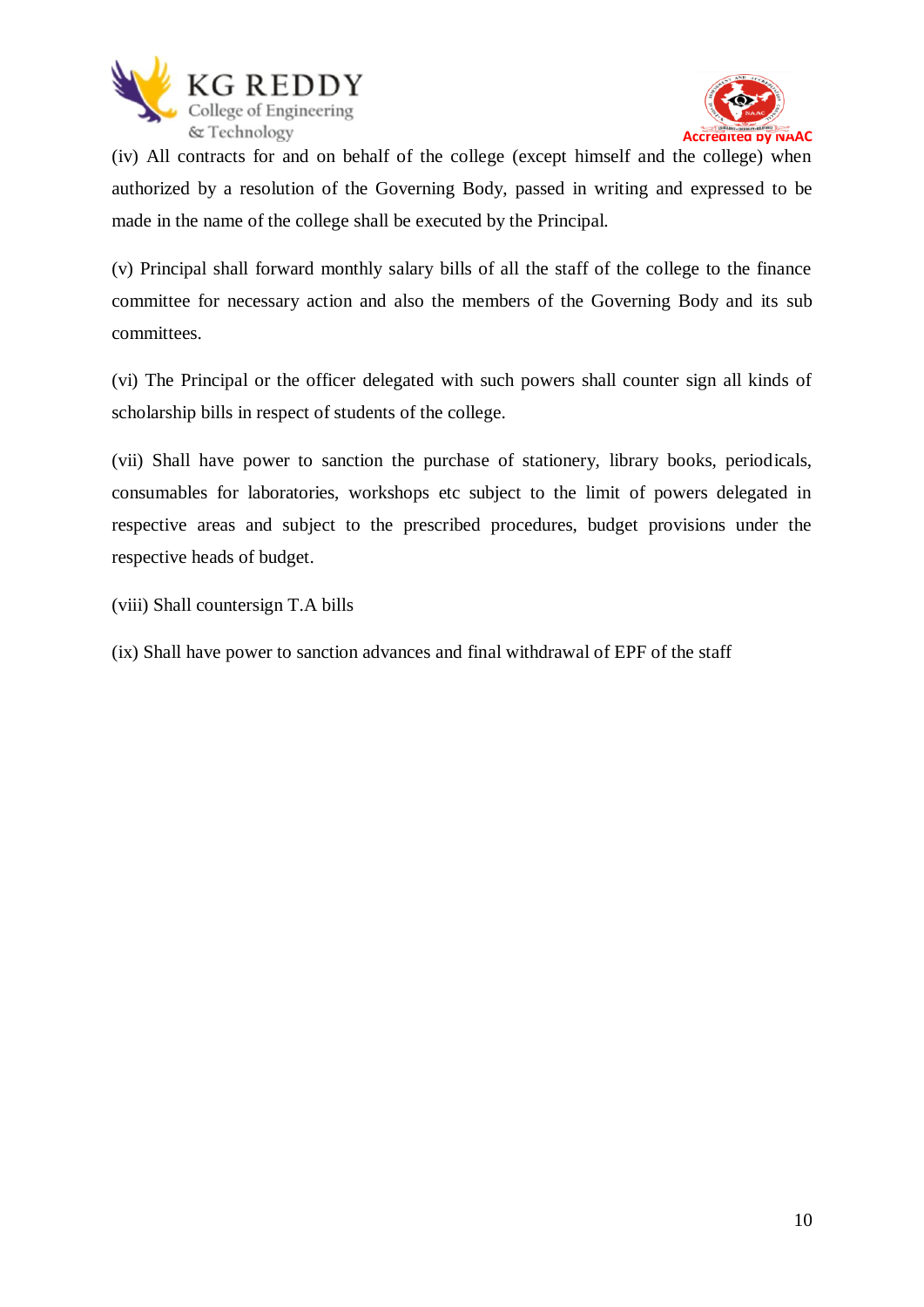(iv) All contracts for and on behalf of the college (except himself and the college) when authorized by a resolution of the Governing Body, passed in writing and expressed to be made in the name of the college shall be executed by the Principal.

(v) Principal shall forward monthly salary bills of all the staff of the college to the finance committee for necessary action and also the members of the Governing Body and its sub committees.

(vi) The Principal or the officer delegated with such powers shall counter sign all kinds of scholarship bills in respect of students of the college.

(vii) Shall have power to sanction the purchase of stationery, library books, periodicals, consumables for laboratories, workshops etc subject to the limit of powers delegated in respective areas and subject to the prescribed procedures, budget provisions under the respective heads of budget.

(viii) Shall countersign T.A bills

(ix) Shall have power to sanction advances and final withdrawal of EPF of the staff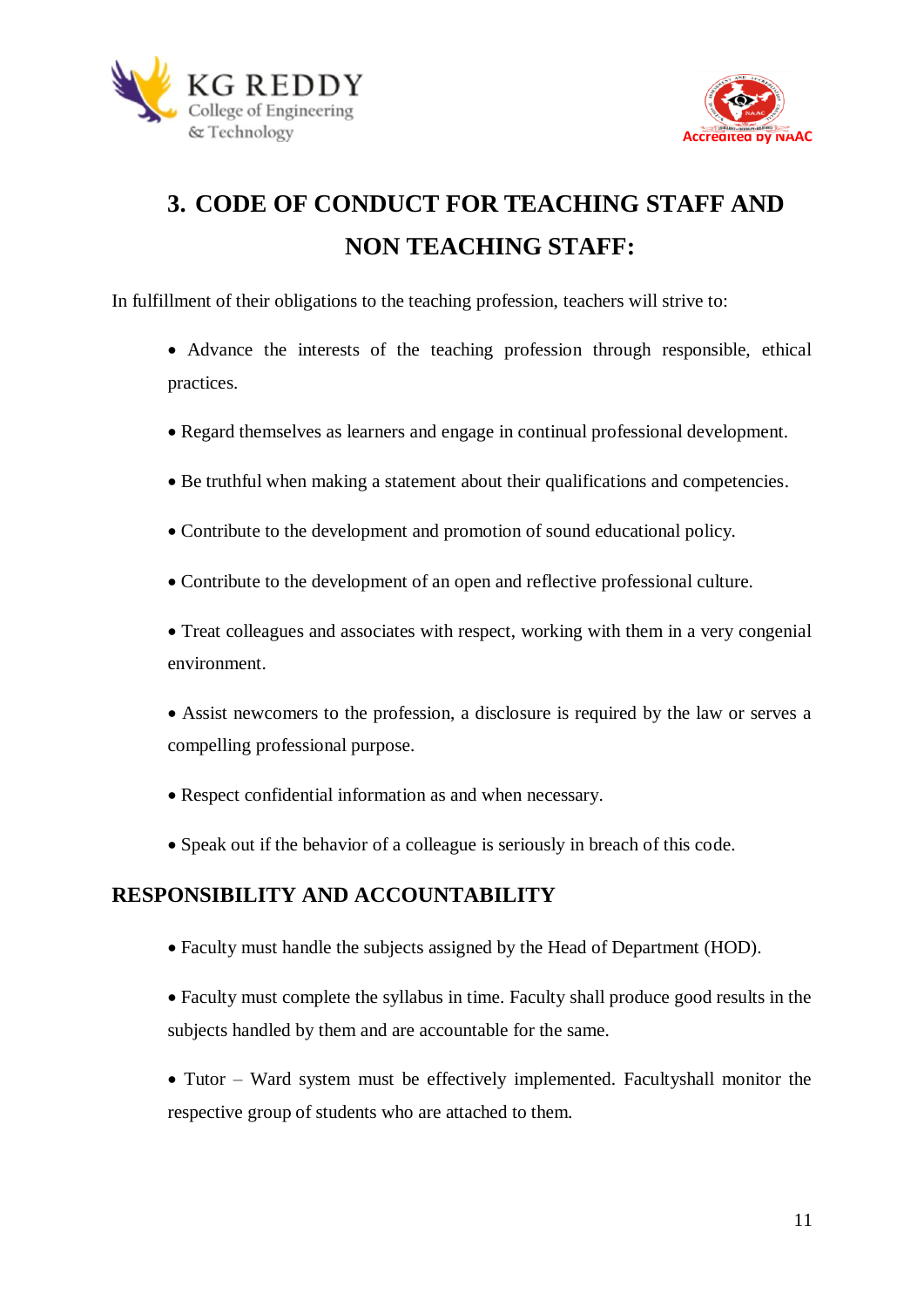# 3. CODE OF CONDUCT FOR TEACHING STAFF AND NON TEACHING STAFF:

In fulfillment of their obligations to the teaching profession, teachers will strive to:

- Advance the interests of the teaching profession through responsible, ethical practices.
- Regard themselves as learners and engage in continual professional development.
- Be truthful when making a statement about their qualifications and competencies.
- Contribute to the development and promotion of sound educational policy.
- Contribute to the development of an open and reflective professional culture.
- Treat colleagues and associates with respect, working with them in a very congenial environment.
- Assist newcomers to the profession, a disclosure is required by the law or serves a compelling professional purpose.
- Respect confidential information as and when necessary.
- Speak out if the behavior of a colleague is seriously in breach of this code.

## RESPONSIBILITY AND ACCOUNTABILITY

- Faculty must handle the subjects assigned by the Head of Department (HOD).
- Faculty must complete the syllabus in time. Faculty shall produce good results in the subjects handled by them and are accountable for the same.
- Tutor – Ward system must be effectively implemented. Facultyshall monitor the respective group of students who are attached to them.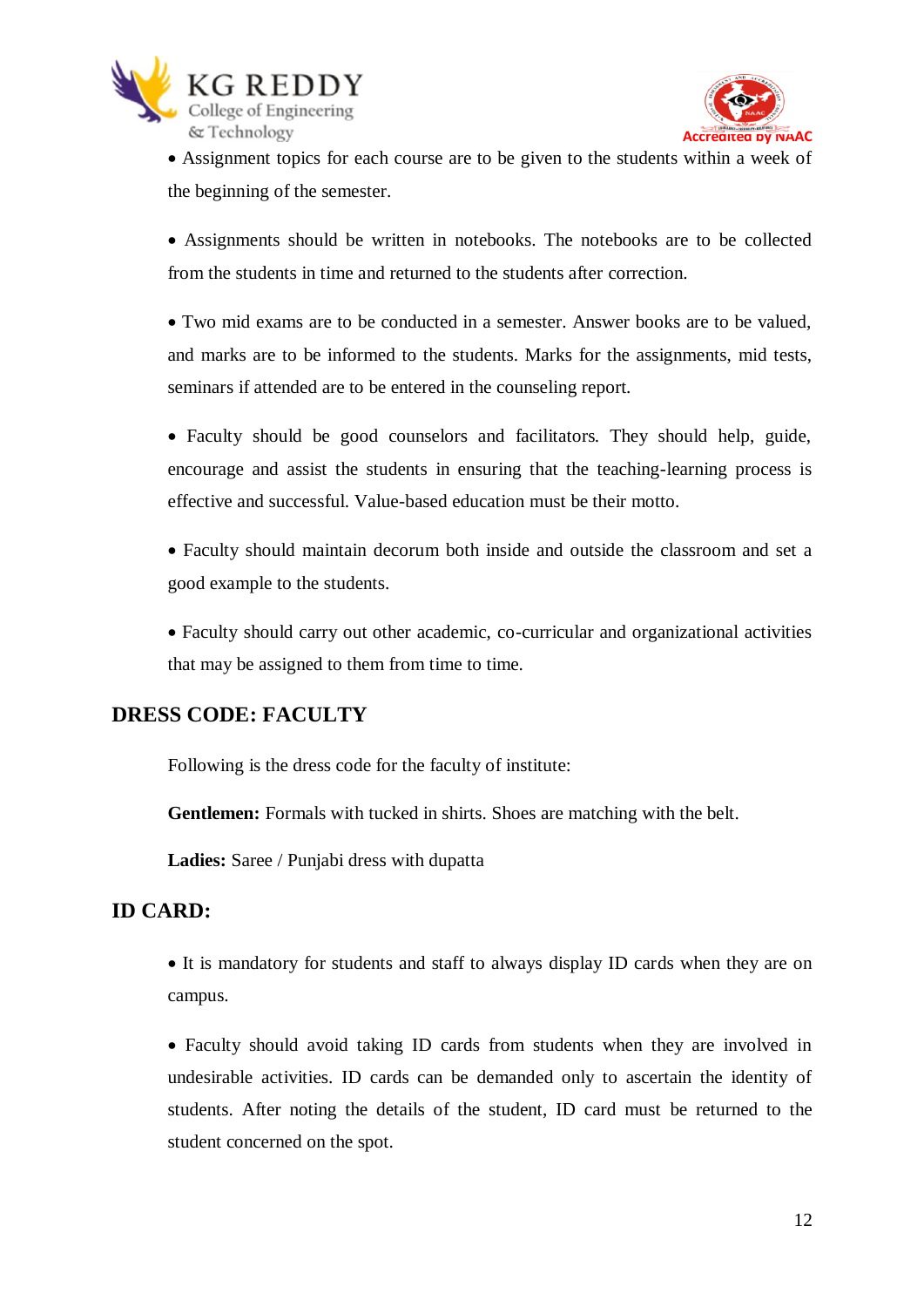- Assignment topics for each course are to be given to the students within a week of the beginning of the semester.

- Assignments should be written in notebooks. The notebooks are to be collected from the students in time and returned to the students after correction.

- Two mid exams are to be conducted in a semester. Answer books are to be valued, and marks are to be informed to the students. Marks for the assignments, mid tests, seminars if attended are to be entered in the counseling report.

- Faculty should be good counselors and facilitators. They should help, guide, encourage and assist the students in ensuring that the teaching-learning process is effective and successful. Value-based education must be their motto.

- Faculty should maintain decorum both inside and outside the classroom and set a good example to the students.

- Faculty should carry out other academic, co-curricular and organizational activities that may be assigned to them from time to time.

## DRESS CODE: FACULTY

Following is the dress code for the faculty of institute:

**Gentlemen:** Formals with tucked in shirts. Shoes are matching with the belt.

**Ladies:** Saree / Punjabi dress with dupatta

## ID CARD:

- It is mandatory for students and staff to always display ID cards when they are on campus.

- Faculty should avoid taking ID cards from students when they are involved in undesirable activities. ID cards can be demanded only to ascertain the identity of students. After noting the details of the student, ID card must be returned to the student concerned on the spot.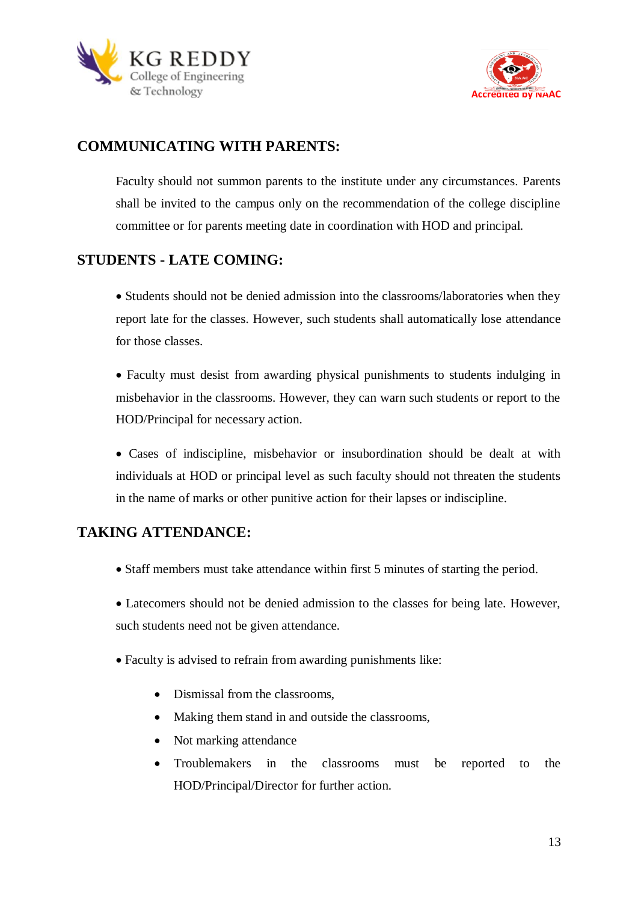## COMMUNICATING WITH PARENTS:

Faculty should not summon parents to the institute under any circumstances. Parents shall be invited to the campus only on the recommendation of the college discipline committee or for parents meeting date in coordination with HOD and principal.

## STUDENTS - LATE COMING:

- Students should not be denied admission into the classrooms/laboratories when they report late for the classes. However, such students shall automatically lose attendance for those classes.

- Faculty must desist from awarding physical punishments to students indulging in misbehavior in the classrooms. However, they can warn such students or report to the HOD/Principal for necessary action.

- Cases of indiscipline, misbehavior or insubordination should be dealt at with individuals at HOD or principal level as such faculty should not threaten the students in the name of marks or other punitive action for their lapses or indiscipline.

## TAKING ATTENDANCE:

- Staff members must take attendance within first 5 minutes of starting the period.

- Latecomers should not be denied admission to the classes for being late. However, such students need not be given attendance.

- Faculty is advised to refrain from awarding punishments like:

    - Dismissal from the classrooms,
    - Making them stand in and outside the classrooms,
    - Not marking attendance
    - Troublemakers in the classrooms must be reported to the HOD/Principal/Director for further action.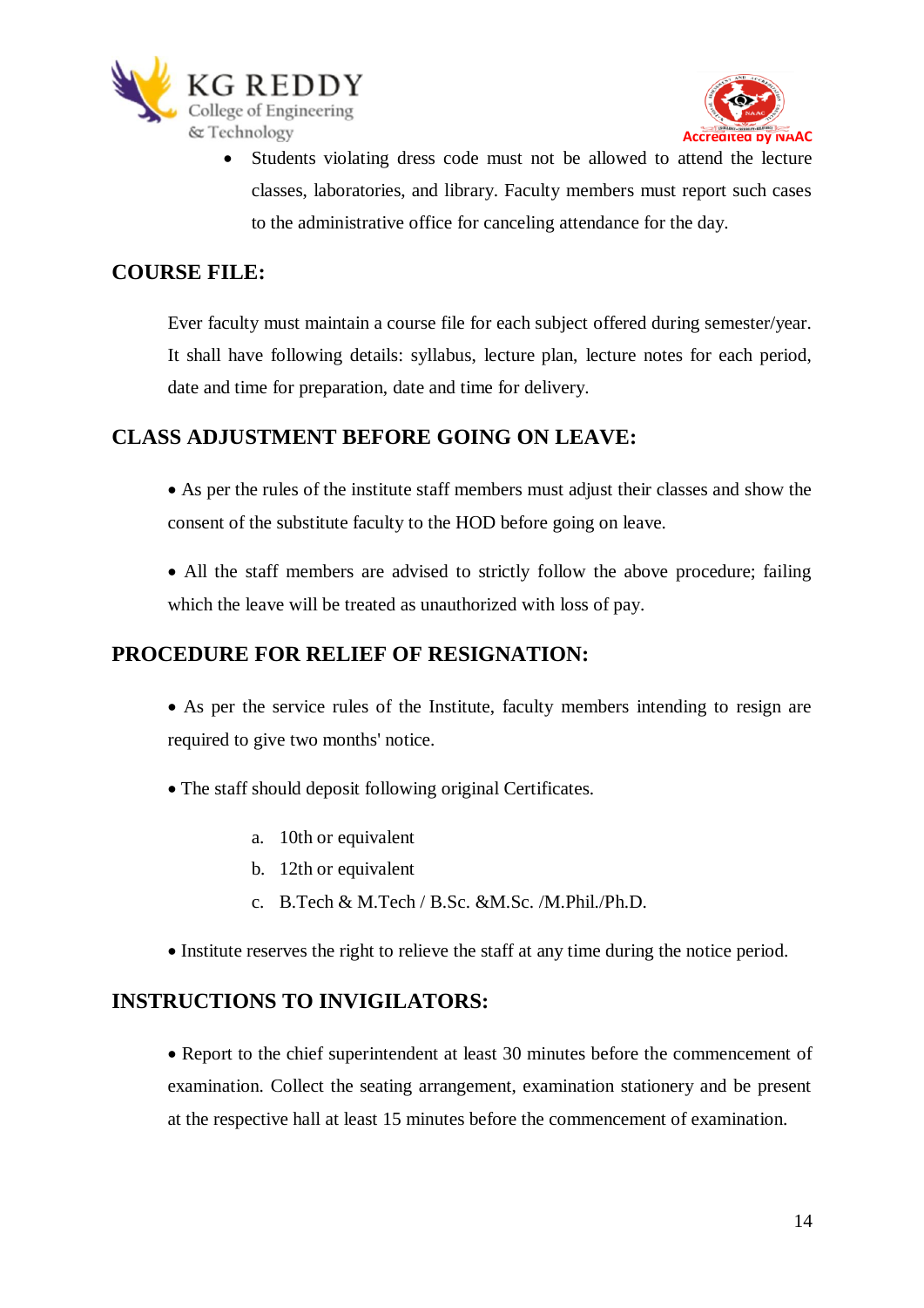- Students violating dress code must not be allowed to attend the lecture classes, laboratories, and library. Faculty members must report such cases to the administrative office for canceling attendance for the day.

## COURSE FILE:

Ever faculty must maintain a course file for each subject offered during semester/year. It shall have following details: syllabus, lecture plan, lecture notes for each period, date and time for preparation, date and time for delivery.

## CLASS ADJUSTMENT BEFORE GOING ON LEAVE:

- As per the rules of the institute staff members must adjust their classes and show the consent of the substitute faculty to the HOD before going on leave.

- All the staff members are advised to strictly follow the above procedure; failing which the leave will be treated as unauthorized with loss of pay.

## PROCEDURE FOR RELIEF OF RESIGNATION:

- As per the service rules of the Institute, faculty members intending to resign are required to give two months' notice.

- The staff should deposit following original Certificates.

  a. 10th or equivalent
  b. 12th or equivalent
  c. B.Tech & M.Tech / B.Sc. &M.Sc. /M.Phil./Ph.D.

- Institute reserves the right to relieve the staff at any time during the notice period.

## INSTRUCTIONS TO INVIGILATORS:

- Report to the chief superintendent at least 30 minutes before the commencement of examination. Collect the seating arrangement, examination stationery and be present at the respective hall at least 15 minutes before the commencement of examination.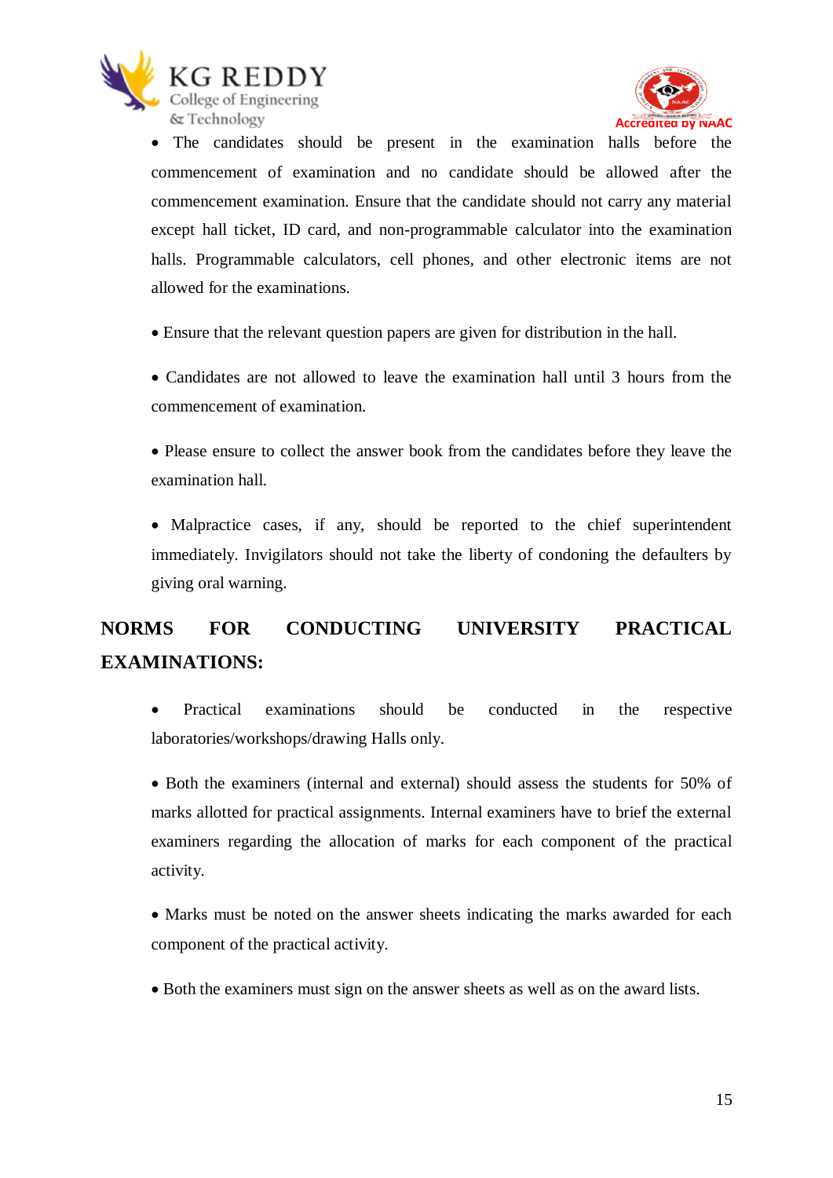- The candidates should be present in the examination halls before the commencement of examination and no candidate should be allowed after the commencement examination. Ensure that the candidate should not carry any material except hall ticket, ID card, and non-programmable calculator into the examination halls. Programmable calculators, cell phones, and other electronic items are not allowed for the examinations.

- Ensure that the relevant question papers are given for distribution in the hall.

- Candidates are not allowed to leave the examination hall until 3 hours from the commencement of examination.

- Please ensure to collect the answer book from the candidates before they leave the examination hall.

- Malpractice cases, if any, should be reported to the chief superintendent immediately. Invigilators should not take the liberty of condoning the defaulters by giving oral warning.

## NORMS FOR CONDUCTING UNIVERSITY PRACTICAL EXAMINATIONS:

- Practical examinations should be conducted in the respective laboratories/workshops/drawing Halls only.

- Both the examiners (internal and external) should assess the students for 50% of marks allotted for practical assignments. Internal examiners have to brief the external examiners regarding the allocation of marks for each component of the practical activity.

- Marks must be noted on the answer sheets indicating the marks awarded for each component of the practical activity.

- Both the examiners must sign on the answer sheets as well as on the award lists.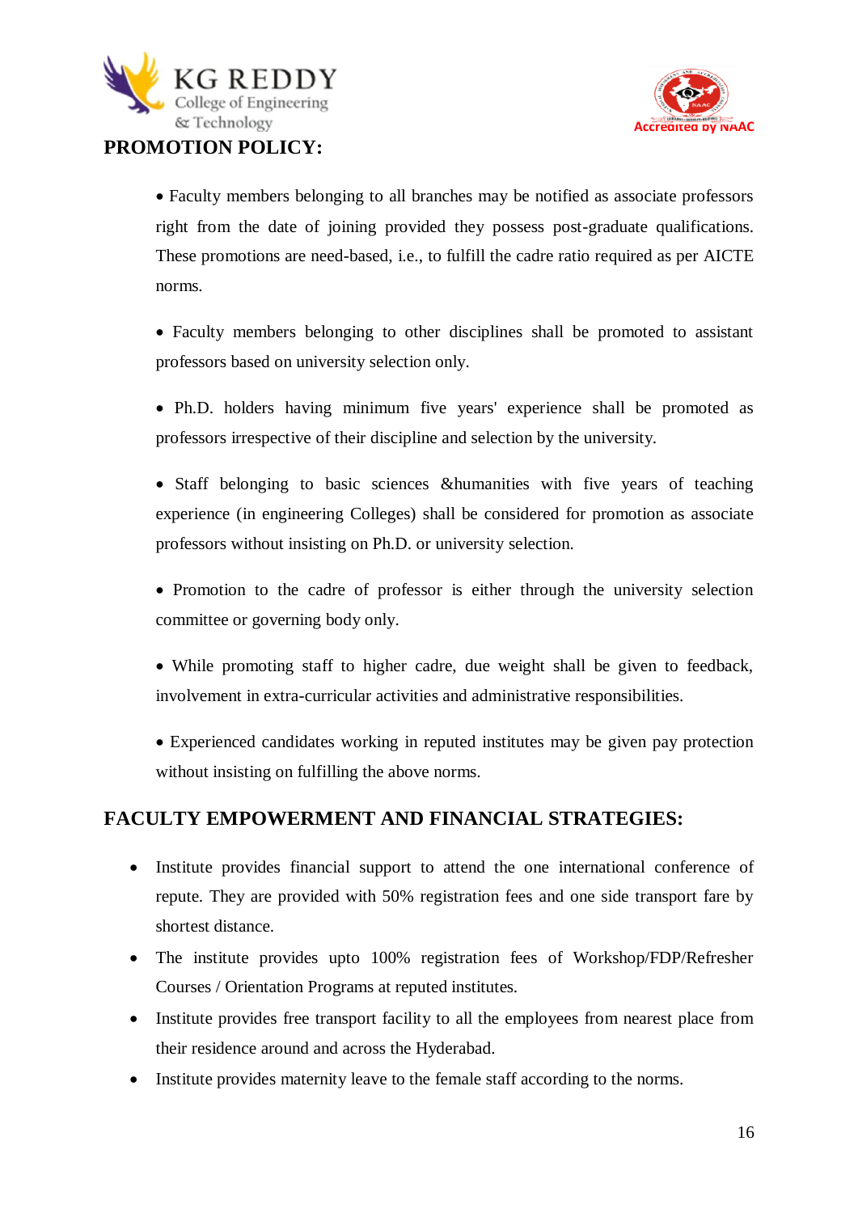## PROMOTION POLICY:

- Faculty members belonging to all branches may be notified as associate professors right from the date of joining provided they possess post-graduate qualifications. These promotions are need-based, i.e., to fulfill the cadre ratio required as per AICTE norms.

- Faculty members belonging to other disciplines shall be promoted to assistant professors based on university selection only.

- Ph.D. holders having minimum five years' experience shall be promoted as professors irrespective of their discipline and selection by the university.

- Staff belonging to basic sciences &humanities with five years of teaching experience (in engineering Colleges) shall be considered for promotion as associate professors without insisting on Ph.D. or university selection.

- Promotion to the cadre of professor is either through the university selection committee or governing body only.

- While promoting staff to higher cadre, due weight shall be given to feedback, involvement in extra-curricular activities and administrative responsibilities.

- Experienced candidates working in reputed institutes may be given pay protection without insisting on fulfilling the above norms.

## FACULTY EMPOWERMENT AND FINANCIAL STRATEGIES:

- Institute provides financial support to attend the one international conference of repute. They are provided with 50% registration fees and one side transport fare by shortest distance.
- The institute provides upto 100% registration fees of Workshop/FDP/Refresher Courses / Orientation Programs at reputed institutes.
- Institute provides free transport facility to all the employees from nearest place from their residence around and across the Hyderabad.
- Institute provides maternity leave to the female staff according to the norms.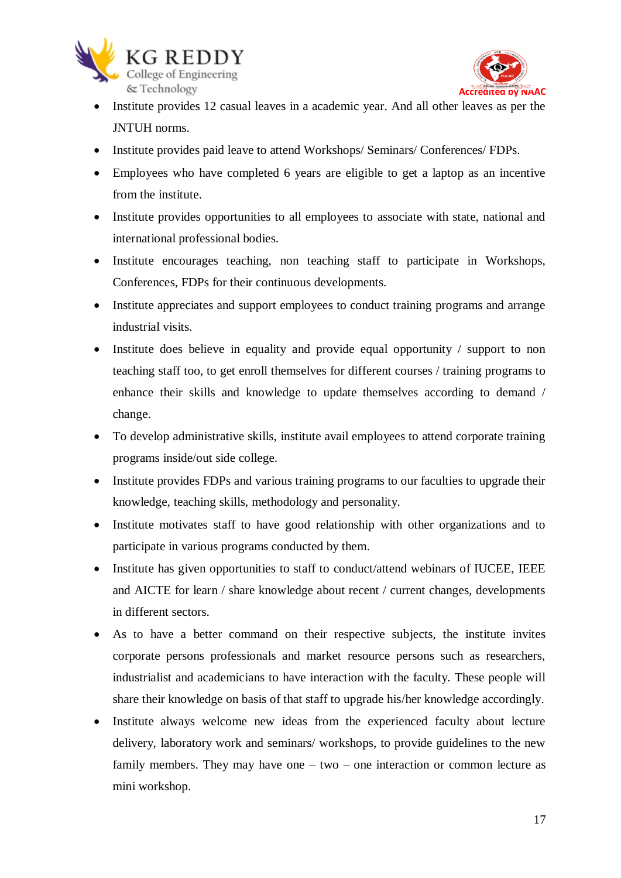- Institute provides 12 casual leaves in a academic year. And all other leaves as per the JNTUH norms.
- Institute provides paid leave to attend Workshops/ Seminars/ Conferences/ FDPs.
- Employees who have completed 6 years are eligible to get a laptop as an incentive from the institute.
- Institute provides opportunities to all employees to associate with state, national and international professional bodies.
- Institute encourages teaching, non teaching staff to participate in Workshops, Conferences, FDPs for their continuous developments.
- Institute appreciates and support employees to conduct training programs and arrange industrial visits.
- Institute does believe in equality and provide equal opportunity / support to non teaching staff too, to get enroll themselves for different courses / training programs to enhance their skills and knowledge to update themselves according to demand / change.
- To develop administrative skills, institute avail employees to attend corporate training programs inside/out side college.
- Institute provides FDPs and various training programs to our faculties to upgrade their knowledge, teaching skills, methodology and personality.
- Institute motivates staff to have good relationship with other organizations and to participate in various programs conducted by them.
- Institute has given opportunities to staff to conduct/attend webinars of IUCEE, IEEE and AICTE for learn / share knowledge about recent / current changes, developments in different sectors.
- As to have a better command on their respective subjects, the institute invites corporate persons professionals and market resource persons such as researchers, industrialist and academicians to have interaction with the faculty. These people will share their knowledge on basis of that staff to upgrade his/her knowledge accordingly.
- Institute always welcome new ideas from the experienced faculty about lecture delivery, laboratory work and seminars/ workshops, to provide guidelines to the new family members. They may have one – two – one interaction or common lecture as mini workshop.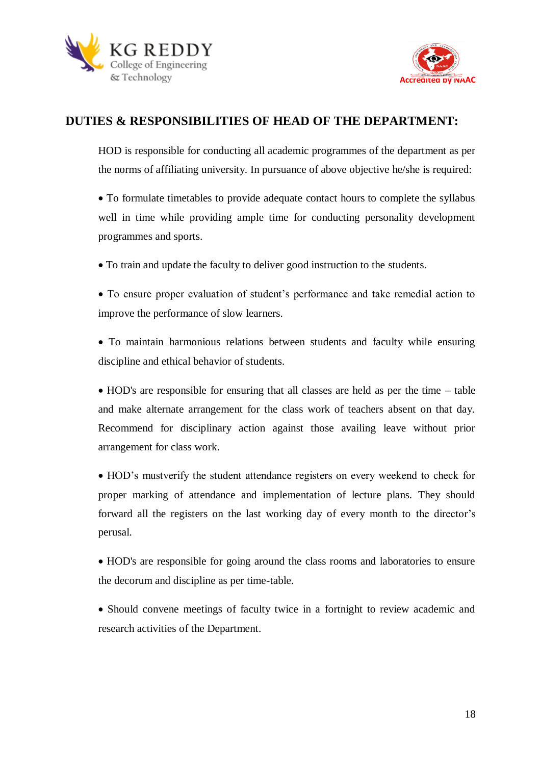## DUTIES & RESPONSIBILITIES OF HEAD OF THE DEPARTMENT:

HOD is responsible for conducting all academic programmes of the department as per the norms of affiliating university. In pursuance of above objective he/she is required:

- To formulate timetables to provide adequate contact hours to complete the syllabus well in time while providing ample time for conducting personality development programmes and sports.

- To train and update the faculty to deliver good instruction to the students.

- To ensure proper evaluation of student's performance and take remedial action to improve the performance of slow learners.

- To maintain harmonious relations between students and faculty while ensuring discipline and ethical behavior of students.

- HOD's are responsible for ensuring that all classes are held as per the time – table and make alternate arrangement for the class work of teachers absent on that day. Recommend for disciplinary action against those availing leave without prior arrangement for class work.

- HOD's mustverify the student attendance registers on every weekend to check for proper marking of attendance and implementation of lecture plans. They should forward all the registers on the last working day of every month to the director's perusal.

- HOD's are responsible for going around the class rooms and laboratories to ensure the decorum and discipline as per time-table.

- Should convene meetings of faculty twice in a fortnight to review academic and research activities of the Department.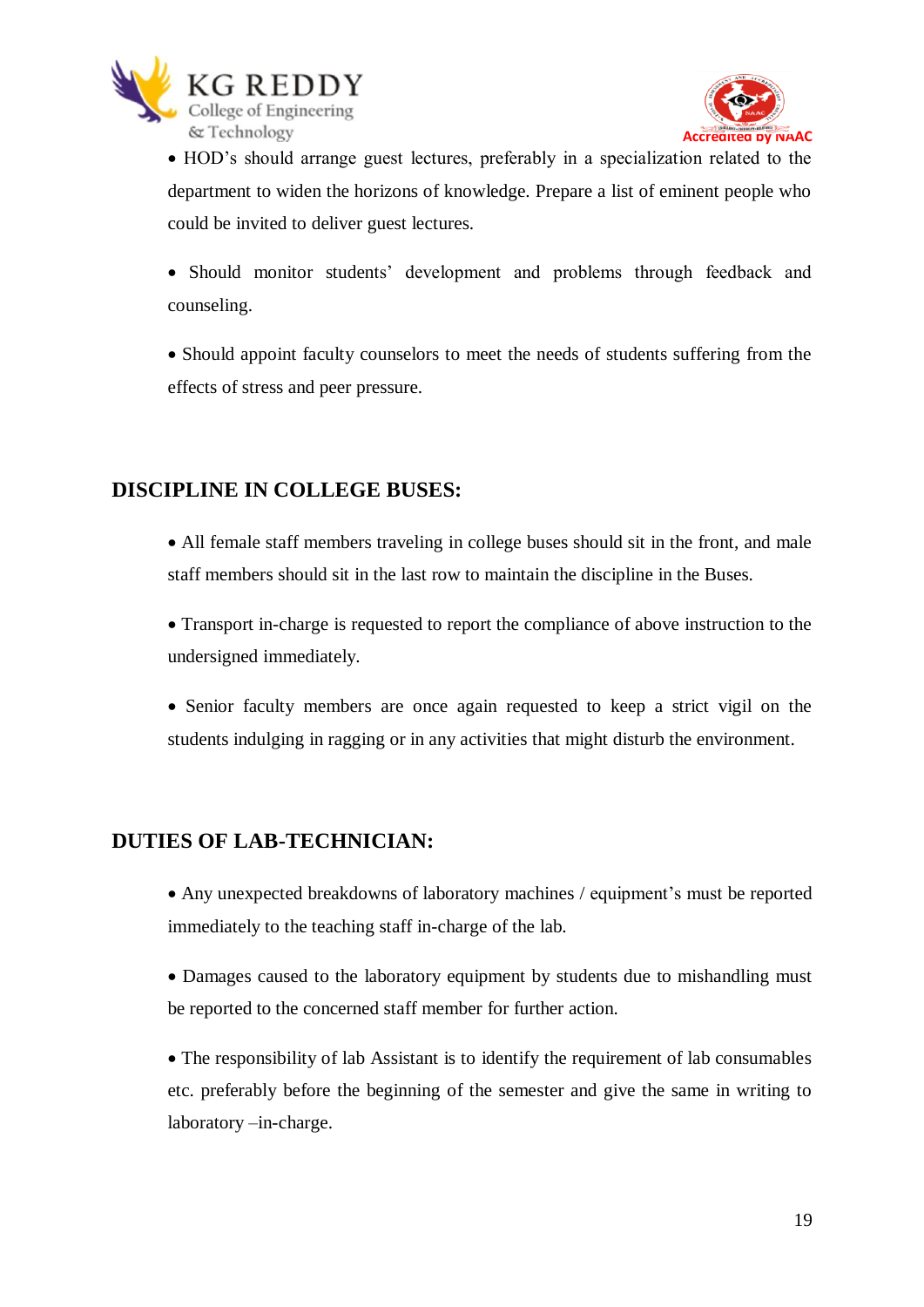- HOD's should arrange guest lectures, preferably in a specialization related to the department to widen the horizons of knowledge. Prepare a list of eminent people who could be invited to deliver guest lectures.
- Should monitor students' development and problems through feedback and counseling.
- Should appoint faculty counselors to meet the needs of students suffering from the effects of stress and peer pressure.

## DISCIPLINE IN COLLEGE BUSES:

- All female staff members traveling in college buses should sit in the front, and male staff members should sit in the last row to maintain the discipline in the Buses.
- Transport in-charge is requested to report the compliance of above instruction to the undersigned immediately.
- Senior faculty members are once again requested to keep a strict vigil on the students indulging in ragging or in any activities that might disturb the environment.

## DUTIES OF LAB-TECHNICIAN:

- Any unexpected breakdowns of laboratory machines / equipment's must be reported immediately to the teaching staff in-charge of the lab.
- Damages caused to the laboratory equipment by students due to mishandling must be reported to the concerned staff member for further action.
- The responsibility of lab Assistant is to identify the requirement of lab consumables etc. preferably before the beginning of the semester and give the same in writing to laboratory –in-charge.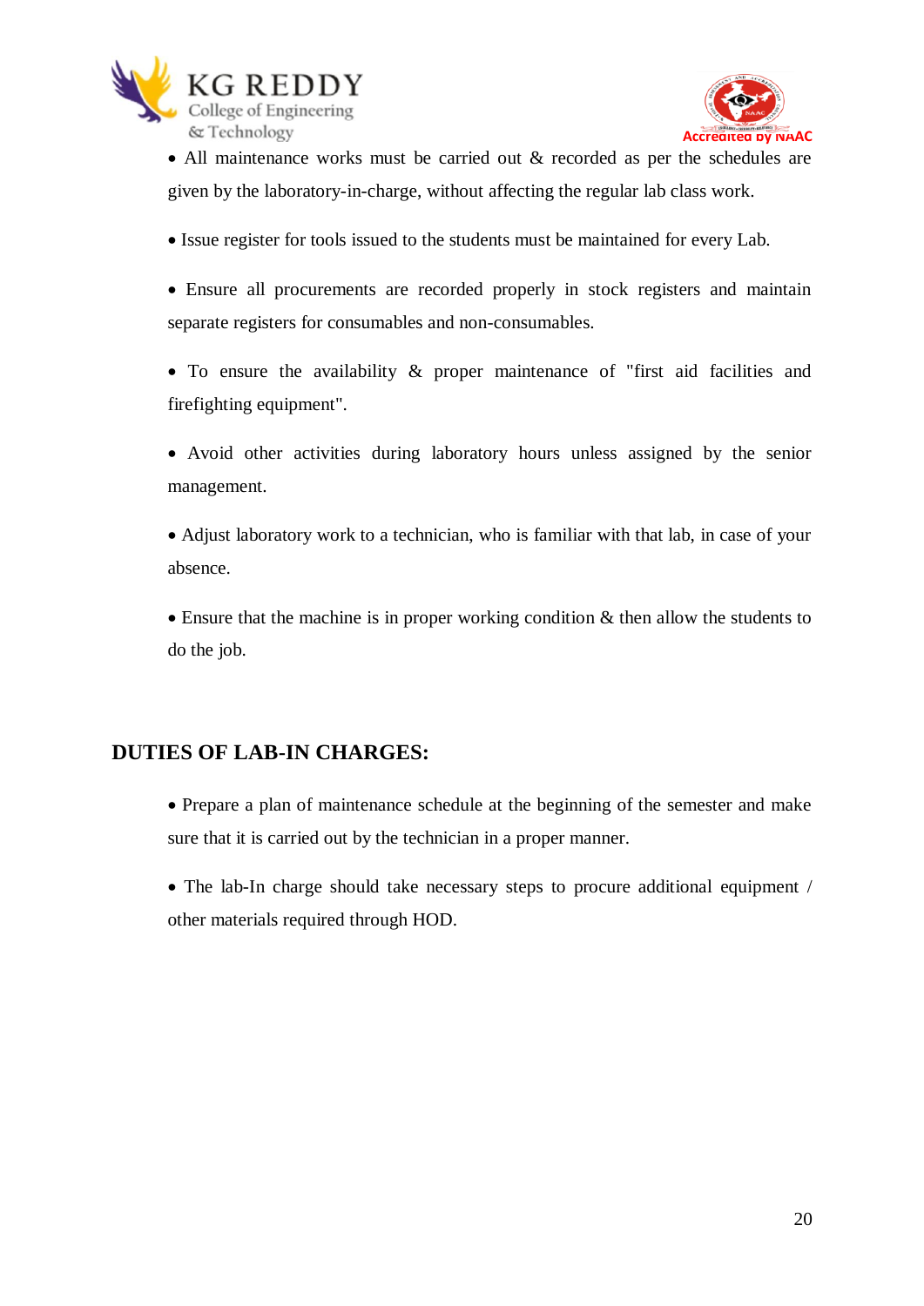- All maintenance works must be carried out & recorded as per the schedules are given by the laboratory-in-charge, without affecting the regular lab class work.

- Issue register for tools issued to the students must be maintained for every Lab.

- Ensure all procurements are recorded properly in stock registers and maintain separate registers for consumables and non-consumables.

- To ensure the availability & proper maintenance of "first aid facilities and firefighting equipment".

- Avoid other activities during laboratory hours unless assigned by the senior management.

- Adjust laboratory work to a technician, who is familiar with that lab, in case of your absence.

- Ensure that the machine is in proper working condition & then allow the students to do the job.

## DUTIES OF LAB-IN CHARGES:

- Prepare a plan of maintenance schedule at the beginning of the semester and make sure that it is carried out by the technician in a proper manner.

- The lab-In charge should take necessary steps to procure additional equipment / other materials required through HOD.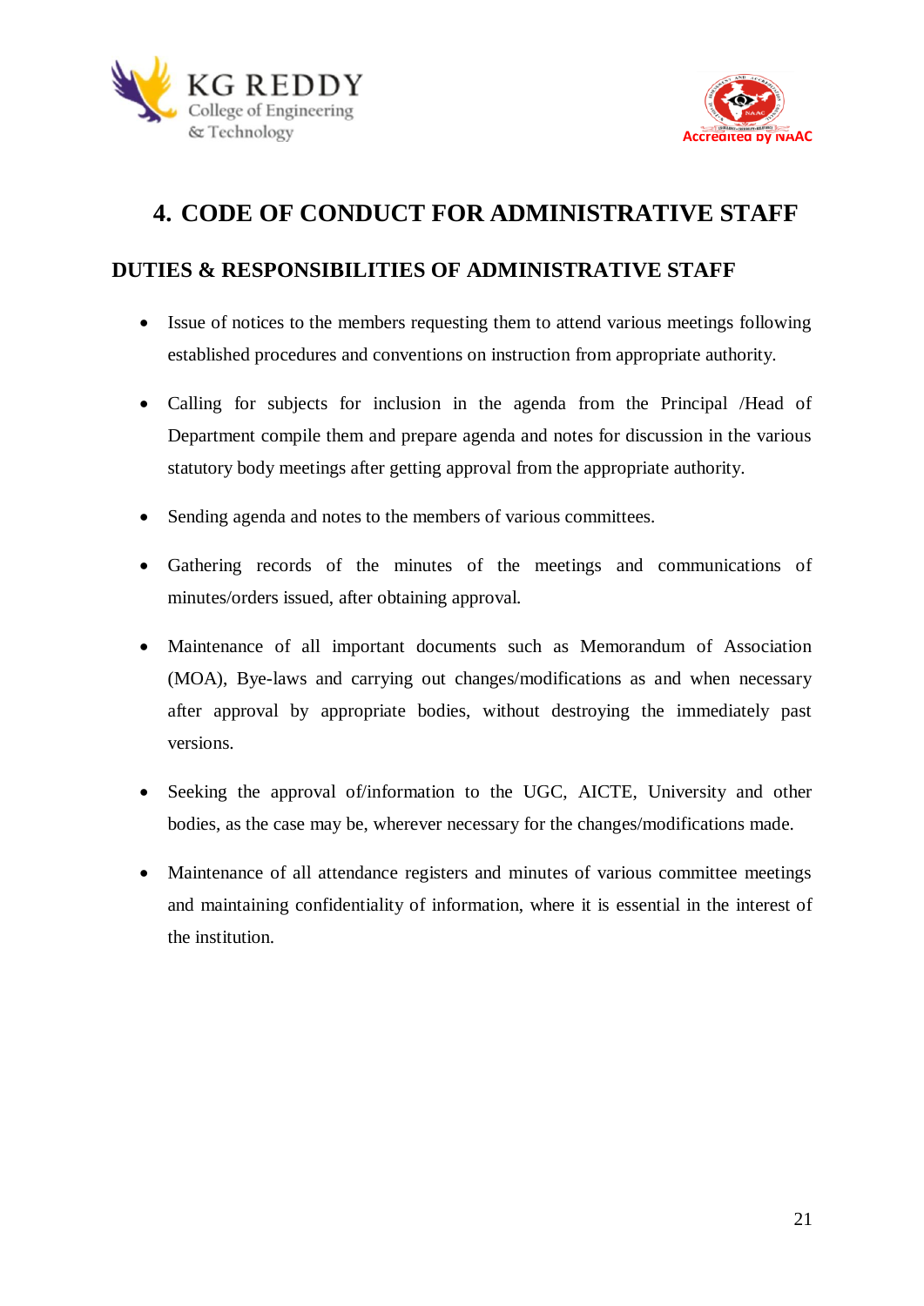# 4. CODE OF CONDUCT FOR ADMINISTRATIVE STAFF

## DUTIES & RESPONSIBILITIES OF ADMINISTRATIVE STAFF

- Issue of notices to the members requesting them to attend various meetings following established procedures and conventions on instruction from appropriate authority.
- Calling for subjects for inclusion in the agenda from the Principal /Head of Department compile them and prepare agenda and notes for discussion in the various statutory body meetings after getting approval from the appropriate authority.
- Sending agenda and notes to the members of various committees.
- Gathering records of the minutes of the meetings and communications of minutes/orders issued, after obtaining approval.
- Maintenance of all important documents such as Memorandum of Association (MOA), Bye-laws and carrying out changes/modifications as and when necessary after approval by appropriate bodies, without destroying the immediately past versions.
- Seeking the approval of/information to the UGC, AICTE, University and other bodies, as the case may be, wherever necessary for the changes/modifications made.
- Maintenance of all attendance registers and minutes of various committee meetings and maintaining confidentiality of information, where it is essential in the interest of the institution.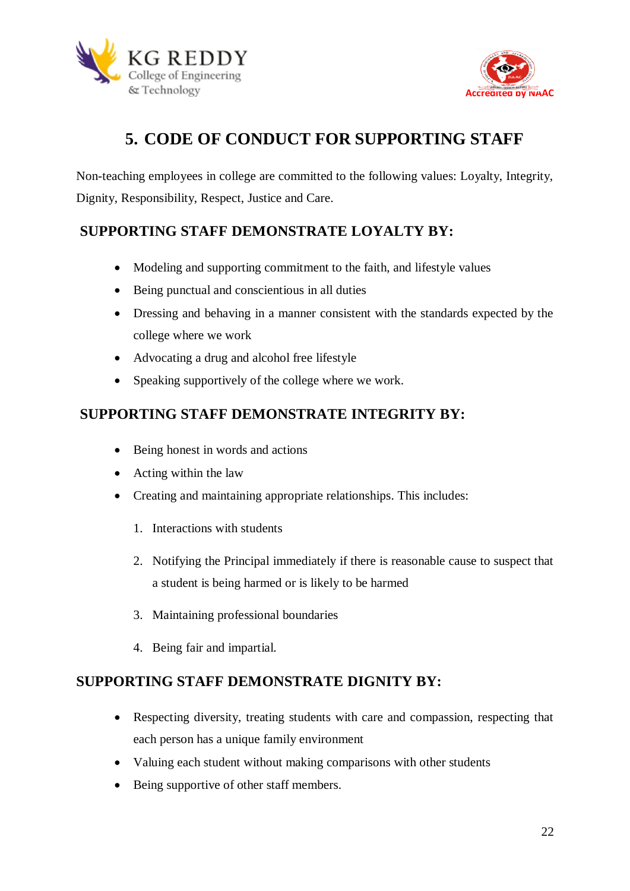## 5. CODE OF CONDUCT FOR SUPPORTING STAFF

Non-teaching employees in college are committed to the following values: Loyalty, Integrity, Dignity, Responsibility, Respect, Justice and Care.

### SUPPORTING STAFF DEMONSTRATE LOYALTY BY:

- Modeling and supporting commitment to the faith, and lifestyle values
- Being punctual and conscientious in all duties
- Dressing and behaving in a manner consistent with the standards expected by the college where we work
- Advocating a drug and alcohol free lifestyle
- Speaking supportively of the college where we work.

### SUPPORTING STAFF DEMONSTRATE INTEGRITY BY:

- Being honest in words and actions
- Acting within the law
- Creating and maintaining appropriate relationships. This includes:

  1. Interactions with students
  2. Notifying the Principal immediately if there is reasonable cause to suspect that a student is being harmed or is likely to be harmed
  3. Maintaining professional boundaries
  4. Being fair and impartial.

### SUPPORTING STAFF DEMONSTRATE DIGNITY BY:

- Respecting diversity, treating students with care and compassion, respecting that each person has a unique family environment
- Valuing each student without making comparisons with other students
- Being supportive of other staff members.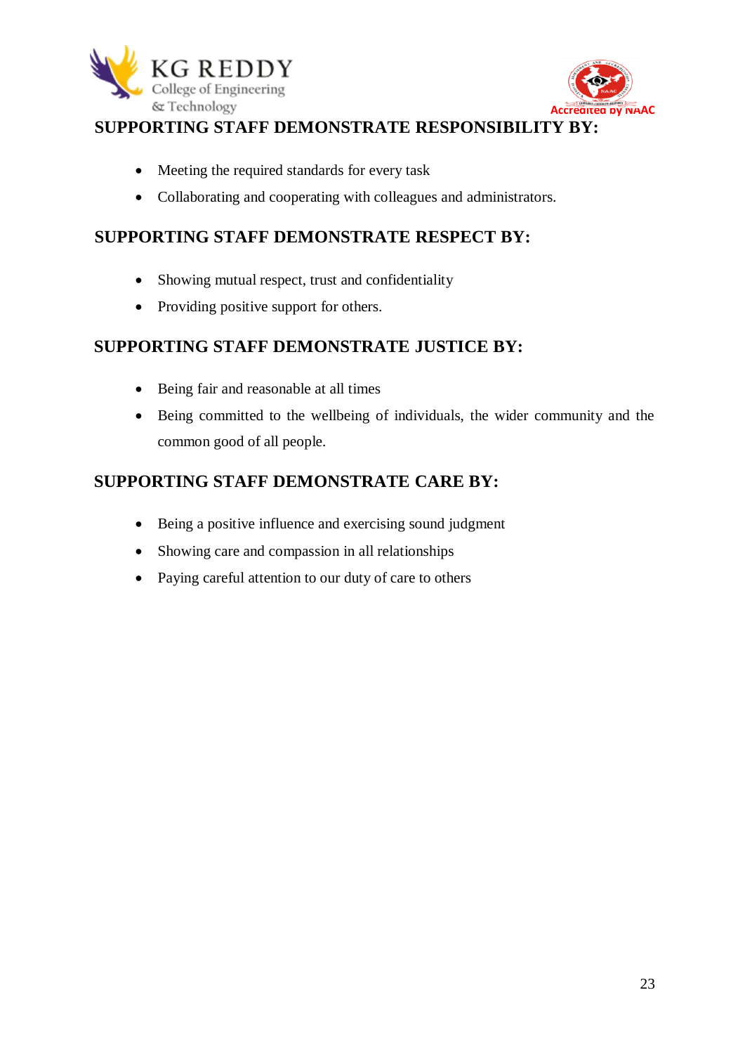## SUPPORTING STAFF DEMONSTRATE RESPONSIBILITY BY:

- Meeting the required standards for every task
- Collaborating and cooperating with colleagues and administrators.

## SUPPORTING STAFF DEMONSTRATE RESPECT BY:

- Showing mutual respect, trust and confidentiality
- Providing positive support for others.

## SUPPORTING STAFF DEMONSTRATE JUSTICE BY:

- Being fair and reasonable at all times
- Being committed to the wellbeing of individuals, the wider community and the common good of all people.

## SUPPORTING STAFF DEMONSTRATE CARE BY:

- Being a positive influence and exercising sound judgment
- Showing care and compassion in all relationships
- Paying careful attention to our duty of care to others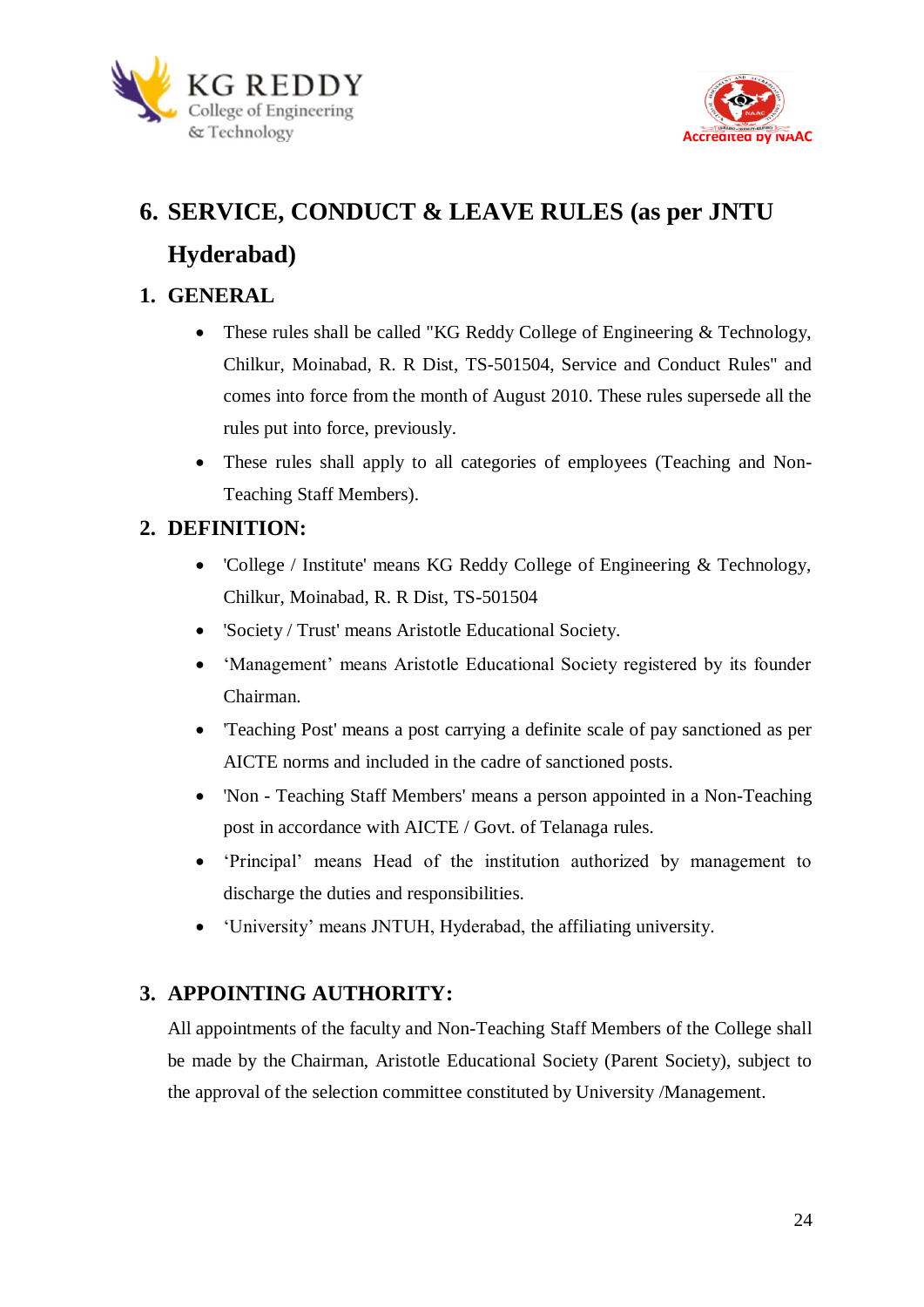# 6. SERVICE, CONDUCT & LEAVE RULES (as per JNTU Hyderabad)

## 1. GENERAL

- These rules shall be called "KG Reddy College of Engineering & Technology, Chilkur, Moinabad, R. R Dist, TS-501504, Service and Conduct Rules" and comes into force from the month of August 2010. These rules supersede all the rules put into force, previously.
- These rules shall apply to all categories of employees (Teaching and Non-Teaching Staff Members).

## 2. DEFINITION:

- 'College / Institute' means KG Reddy College of Engineering & Technology, Chilkur, Moinabad, R. R Dist, TS-501504
- 'Society / Trust' means Aristotle Educational Society.
- 'Management' means Aristotle Educational Society registered by its founder Chairman.
- 'Teaching Post' means a post carrying a definite scale of pay sanctioned as per AICTE norms and included in the cadre of sanctioned posts.
- 'Non - Teaching Staff Members' means a person appointed in a Non-Teaching post in accordance with AICTE / Govt. of Telanaga rules.
- 'Principal' means Head of the institution authorized by management to discharge the duties and responsibilities.
- 'University' means JNTUH, Hyderabad, the affiliating university.

## 3. APPOINTING AUTHORITY:

All appointments of the faculty and Non-Teaching Staff Members of the College shall be made by the Chairman, Aristotle Educational Society (Parent Society), subject to the approval of the selection committee constituted by University /Management.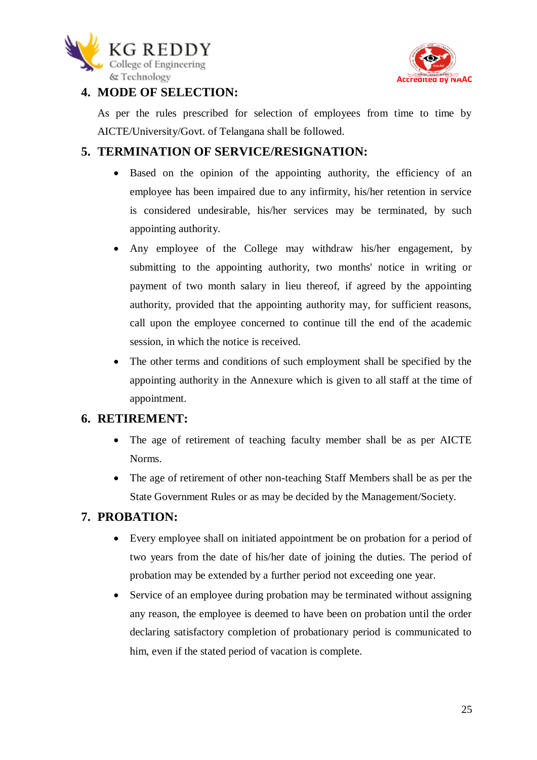## 4. MODE OF SELECTION:

As per the rules prescribed for selection of employees from time to time by AICTE/University/Govt. of Telangana shall be followed.

## 5. TERMINATION OF SERVICE/RESIGNATION:

- Based on the opinion of the appointing authority, the efficiency of an employee has been impaired due to any infirmity, his/her retention in service is considered undesirable, his/her services may be terminated, by such appointing authority.
- Any employee of the College may withdraw his/her engagement, by submitting to the appointing authority, two months' notice in writing or payment of two month salary in lieu thereof, if agreed by the appointing authority, provided that the appointing authority may, for sufficient reasons, call upon the employee concerned to continue till the end of the academic session, in which the notice is received.
- The other terms and conditions of such employment shall be specified by the appointing authority in the Annexure which is given to all staff at the time of appointment.

## 6. RETIREMENT:

- The age of retirement of teaching faculty member shall be as per AICTE Norms.
- The age of retirement of other non-teaching Staff Members shall be as per the State Government Rules or as may be decided by the Management/Society.

## 7. PROBATION:

- Every employee shall on initiated appointment be on probation for a period of two years from the date of his/her date of joining the duties. The period of probation may be extended by a further period not exceeding one year.
- Service of an employee during probation may be terminated without assigning any reason, the employee is deemed to have been on probation until the order declaring satisfactory completion of probationary period is communicated to him, even if the stated period of vacation is complete.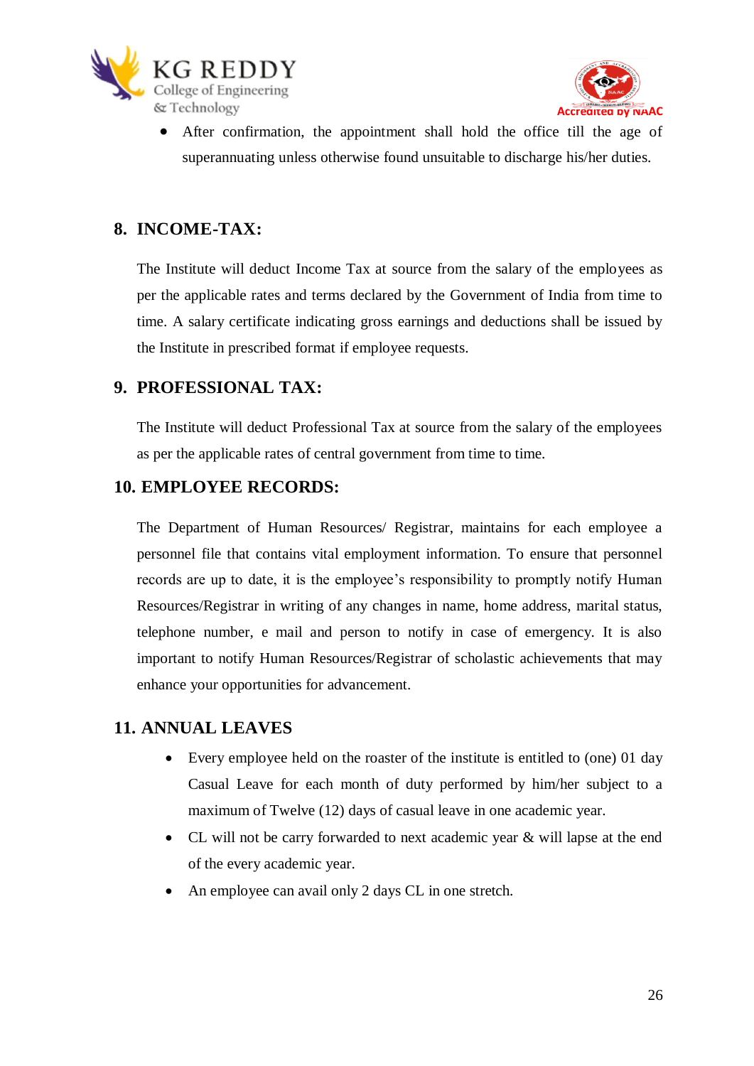- After confirmation, the appointment shall hold the office till the age of superannuating unless otherwise found unsuitable to discharge his/her duties.

## 8. INCOME-TAX:

The Institute will deduct Income Tax at source from the salary of the employees as per the applicable rates and terms declared by the Government of India from time to time. A salary certificate indicating gross earnings and deductions shall be issued by the Institute in prescribed format if employee requests.

## 9. PROFESSIONAL TAX:

The Institute will deduct Professional Tax at source from the salary of the employees as per the applicable rates of central government from time to time.

## 10. EMPLOYEE RECORDS:

The Department of Human Resources/ Registrar, maintains for each employee a personnel file that contains vital employment information. To ensure that personnel records are up to date, it is the employee's responsibility to promptly notify Human Resources/Registrar in writing of any changes in name, home address, marital status, telephone number, e mail and person to notify in case of emergency. It is also important to notify Human Resources/Registrar of scholastic achievements that may enhance your opportunities for advancement.

## 11. ANNUAL LEAVES

- Every employee held on the roaster of the institute is entitled to (one) 01 day Casual Leave for each month of duty performed by him/her subject to a maximum of Twelve (12) days of casual leave in one academic year.
- CL will not be carry forwarded to next academic year & will lapse at the end of the every academic year.
- An employee can avail only 2 days CL in one stretch.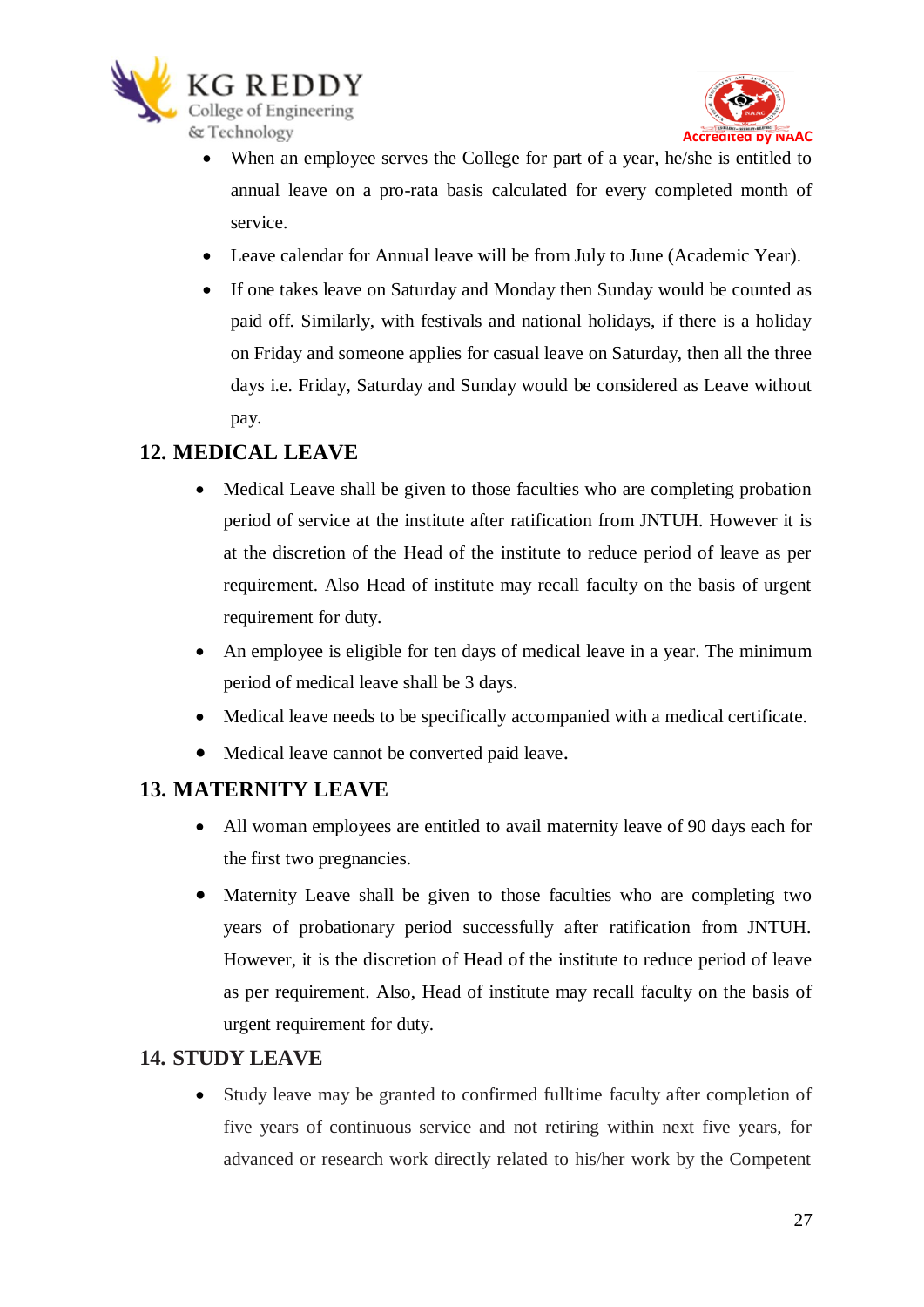- When an employee serves the College for part of a year, he/she is entitled to annual leave on a pro-rata basis calculated for every completed month of service.
- Leave calendar for Annual leave will be from July to June (Academic Year).
- If one takes leave on Saturday and Monday then Sunday would be counted as paid off. Similarly, with festivals and national holidays, if there is a holiday on Friday and someone applies for casual leave on Saturday, then all the three days i.e. Friday, Saturday and Sunday would be considered as Leave without pay.

## 12. MEDICAL LEAVE

- Medical Leave shall be given to those faculties who are completing probation period of service at the institute after ratification from JNTUH. However it is at the discretion of the Head of the institute to reduce period of leave as per requirement. Also Head of institute may recall faculty on the basis of urgent requirement for duty.
- An employee is eligible for ten days of medical leave in a year. The minimum period of medical leave shall be 3 days.
- Medical leave needs to be specifically accompanied with a medical certificate.
- Medical leave cannot be converted paid leave.

## 13. MATERNITY LEAVE

- All woman employees are entitled to avail maternity leave of 90 days each for the first two pregnancies.
- Maternity Leave shall be given to those faculties who are completing two years of probationary period successfully after ratification from JNTUH. However, it is the discretion of Head of the institute to reduce period of leave as per requirement. Also, Head of institute may recall faculty on the basis of urgent requirement for duty.

## 14. STUDY LEAVE

- Study leave may be granted to confirmed fulltime faculty after completion of five years of continuous service and not retiring within next five years, for advanced or research work directly related to his/her work by the Competent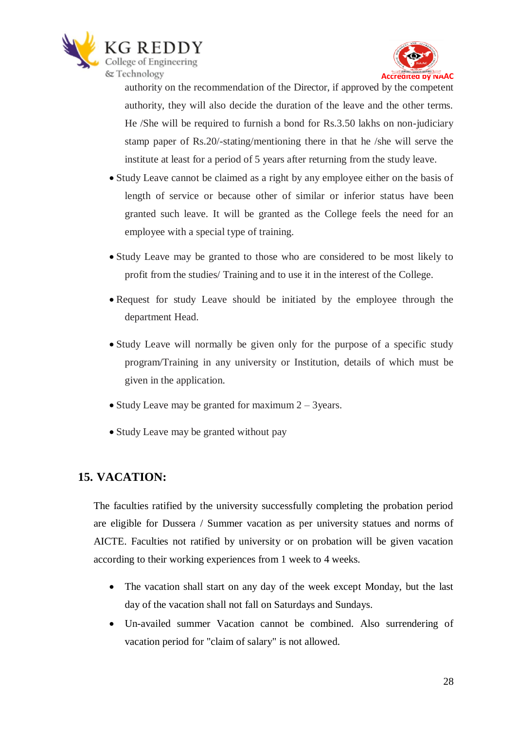authority on the recommendation of the Director, if approved by the competent authority, they will also decide the duration of the leave and the other terms. He /She will be required to furnish a bond for Rs.3.50 lakhs on non-judiciary stamp paper of Rs.20/-stating/mentioning there in that he /she will serve the institute at least for a period of 5 years after returning from the study leave.

- Study Leave cannot be claimed as a right by any employee either on the basis of length of service or because other of similar or inferior status have been granted such leave. It will be granted as the College feels the need for an employee with a special type of training.
- Study Leave may be granted to those who are considered to be most likely to profit from the studies/ Training and to use it in the interest of the College.
- Request for study Leave should be initiated by the employee through the department Head.
- Study Leave will normally be given only for the purpose of a specific study program/Training in any university or Institution, details of which must be given in the application.
- Study Leave may be granted for maximum 2 – 3years.
- Study Leave may be granted without pay

## 15. VACATION:

The faculties ratified by the university successfully completing the probation period are eligible for Dussera / Summer vacation as per university statues and norms of AICTE. Faculties not ratified by university or on probation will be given vacation according to their working experiences from 1 week to 4 weeks.

- The vacation shall start on any day of the week except Monday, but the last day of the vacation shall not fall on Saturdays and Sundays.
- Un-availed summer Vacation cannot be combined. Also surrendering of vacation period for "claim of salary" is not allowed.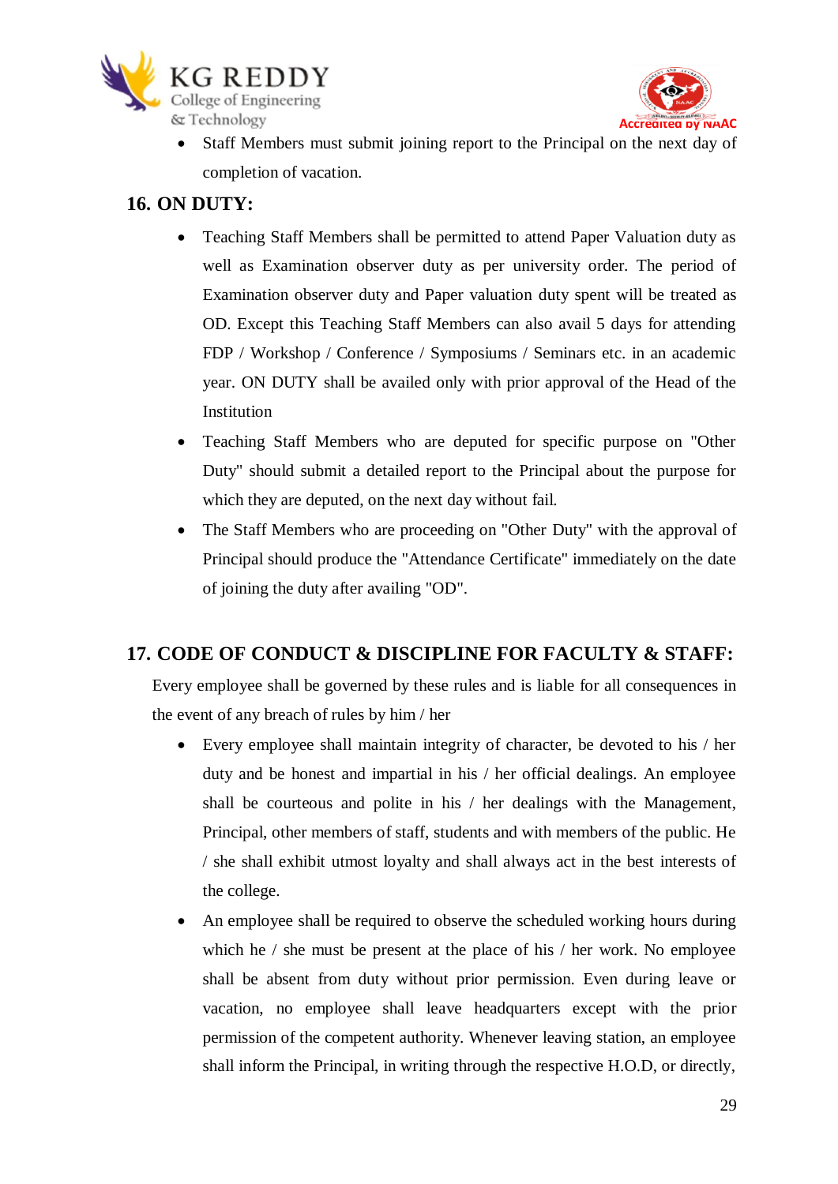- Staff Members must submit joining report to the Principal on the next day of completion of vacation.

## 16. ON DUTY:

- Teaching Staff Members shall be permitted to attend Paper Valuation duty as well as Examination observer duty as per university order. The period of Examination observer duty and Paper valuation duty spent will be treated as OD. Except this Teaching Staff Members can also avail 5 days for attending FDP / Workshop / Conference / Symposiums / Seminars etc. in an academic year. ON DUTY shall be availed only with prior approval of the Head of the Institution
- Teaching Staff Members who are deputed for specific purpose on "Other Duty" should submit a detailed report to the Principal about the purpose for which they are deputed, on the next day without fail.
- The Staff Members who are proceeding on "Other Duty" with the approval of Principal should produce the "Attendance Certificate" immediately on the date of joining the duty after availing "OD".

## 17. CODE OF CONDUCT & DISCIPLINE FOR FACULTY & STAFF:

Every employee shall be governed by these rules and is liable for all consequences in the event of any breach of rules by him / her

- Every employee shall maintain integrity of character, be devoted to his / her duty and be honest and impartial in his / her official dealings. An employee shall be courteous and polite in his / her dealings with the Management, Principal, other members of staff, students and with members of the public. He / she shall exhibit utmost loyalty and shall always act in the best interests of the college.
- An employee shall be required to observe the scheduled working hours during which he / she must be present at the place of his / her work. No employee shall be absent from duty without prior permission. Even during leave or vacation, no employee shall leave headquarters except with the prior permission of the competent authority. Whenever leaving station, an employee shall inform the Principal, in writing through the respective H.O.D, or directly,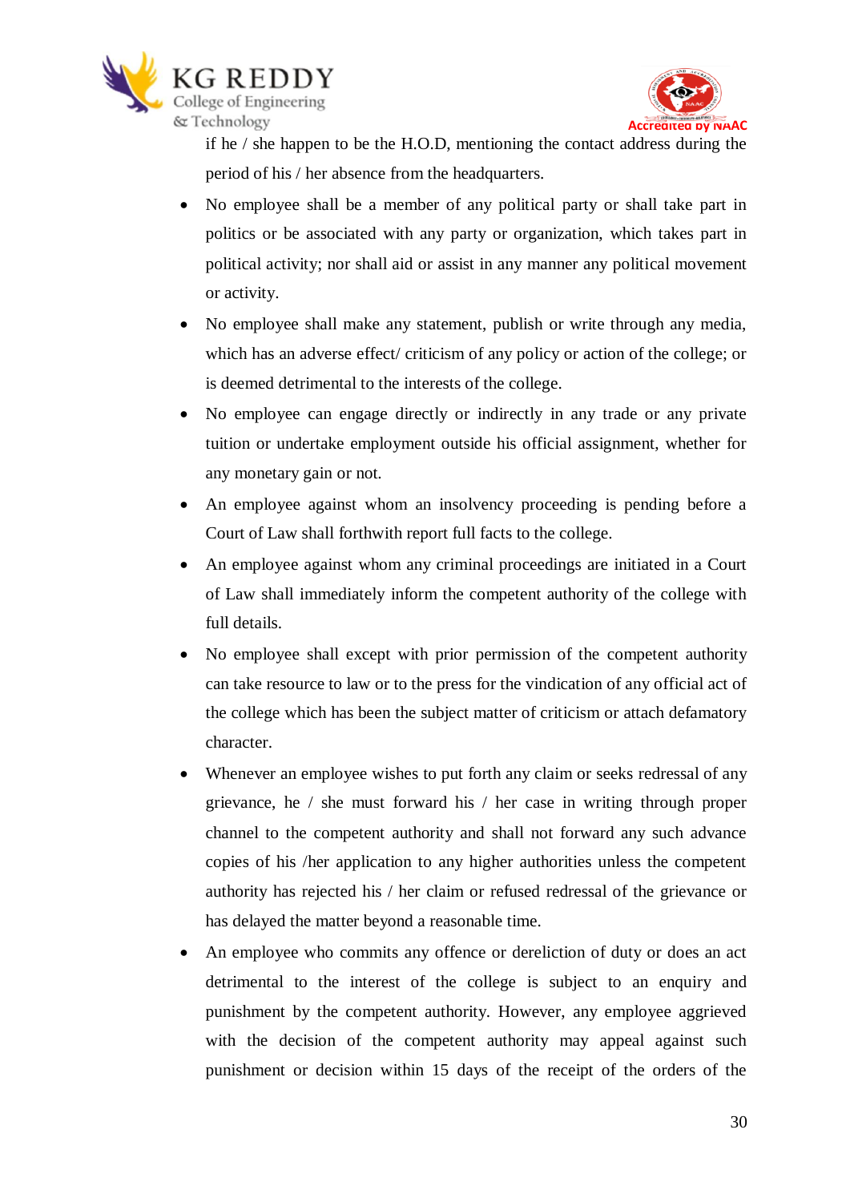if he / she happen to be the H.O.D, mentioning the contact address during the period of his / her absence from the headquarters.

- No employee shall be a member of any political party or shall take part in politics or be associated with any party or organization, which takes part in political activity; nor shall aid or assist in any manner any political movement or activity.
- No employee shall make any statement, publish or write through any media, which has an adverse effect/ criticism of any policy or action of the college; or is deemed detrimental to the interests of the college.
- No employee can engage directly or indirectly in any trade or any private tuition or undertake employment outside his official assignment, whether for any monetary gain or not.
- An employee against whom an insolvency proceeding is pending before a Court of Law shall forthwith report full facts to the college.
- An employee against whom any criminal proceedings are initiated in a Court of Law shall immediately inform the competent authority of the college with full details.
- No employee shall except with prior permission of the competent authority can take resource to law or to the press for the vindication of any official act of the college which has been the subject matter of criticism or attach defamatory character.
- Whenever an employee wishes to put forth any claim or seeks redressal of any grievance, he / she must forward his / her case in writing through proper channel to the competent authority and shall not forward any such advance copies of his /her application to any higher authorities unless the competent authority has rejected his / her claim or refused redressal of the grievance or has delayed the matter beyond a reasonable time.
- An employee who commits any offence or dereliction of duty or does an act detrimental to the interest of the college is subject to an enquiry and punishment by the competent authority. However, any employee aggrieved with the decision of the competent authority may appeal against such punishment or decision within 15 days of the receipt of the orders of the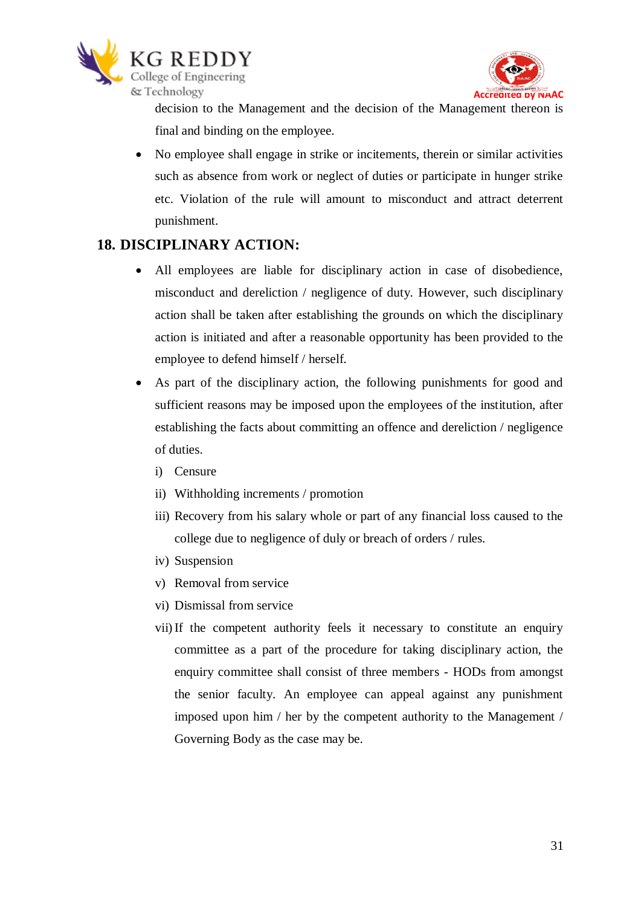decision to the Management and the decision of the Management thereon is final and binding on the employee.

- No employee shall engage in strike or incitements, therein or similar activities such as absence from work or neglect of duties or participate in hunger strike etc. Violation of the rule will amount to misconduct and attract deterrent punishment.

## 18. DISCIPLINARY ACTION:

- All employees are liable for disciplinary action in case of disobedience, misconduct and dereliction / negligence of duty. However, such disciplinary action shall be taken after establishing the grounds on which the disciplinary action is initiated and after a reasonable opportunity has been provided to the employee to defend himself / herself.
- As part of the disciplinary action, the following punishments for good and sufficient reasons may be imposed upon the employees of the institution, after establishing the facts about committing an offence and dereliction / negligence of duties.

  i) Censure

  ii) Withholding increments / promotion

  iii) Recovery from his salary whole or part of any financial loss caused to the college due to negligence of duly or breach of orders / rules.

  iv) Suspension

  v) Removal from service

  vi) Dismissal from service

  vii) If the competent authority feels it necessary to constitute an enquiry committee as a part of the procedure for taking disciplinary action, the enquiry committee shall consist of three members - HODs from amongst the senior faculty. An employee can appeal against any punishment imposed upon him / her by the competent authority to the Management / Governing Body as the case may be.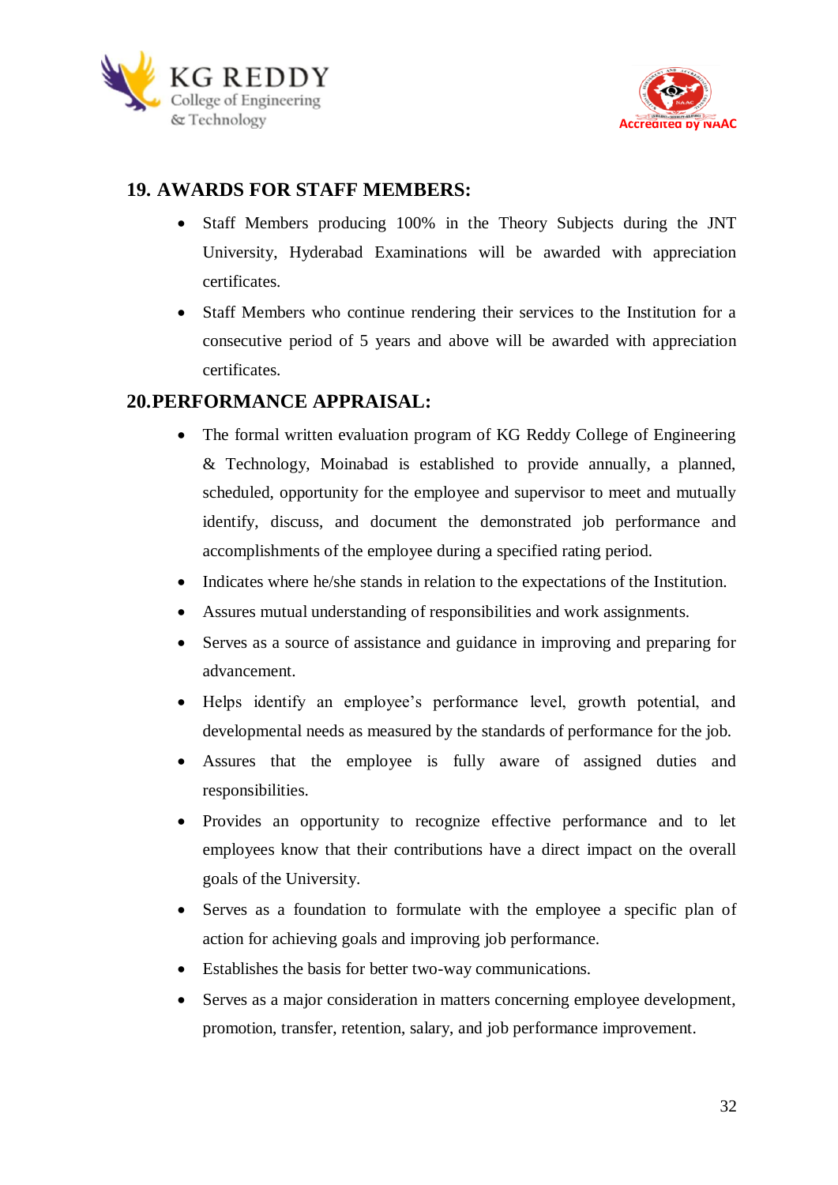## 19. AWARDS FOR STAFF MEMBERS:

- Staff Members producing 100% in the Theory Subjects during the JNT University, Hyderabad Examinations will be awarded with appreciation certificates.
- Staff Members who continue rendering their services to the Institution for a consecutive period of 5 years and above will be awarded with appreciation certificates.

## 20.PERFORMANCE APPRAISAL:

- The formal written evaluation program of KG Reddy College of Engineering & Technology, Moinabad is established to provide annually, a planned, scheduled, opportunity for the employee and supervisor to meet and mutually identify, discuss, and document the demonstrated job performance and accomplishments of the employee during a specified rating period.
- Indicates where he/she stands in relation to the expectations of the Institution.
- Assures mutual understanding of responsibilities and work assignments.
- Serves as a source of assistance and guidance in improving and preparing for advancement.
- Helps identify an employee's performance level, growth potential, and developmental needs as measured by the standards of performance for the job.
- Assures that the employee is fully aware of assigned duties and responsibilities.
- Provides an opportunity to recognize effective performance and to let employees know that their contributions have a direct impact on the overall goals of the University.
- Serves as a foundation to formulate with the employee a specific plan of action for achieving goals and improving job performance.
- Establishes the basis for better two-way communications.
- Serves as a major consideration in matters concerning employee development, promotion, transfer, retention, salary, and job performance improvement.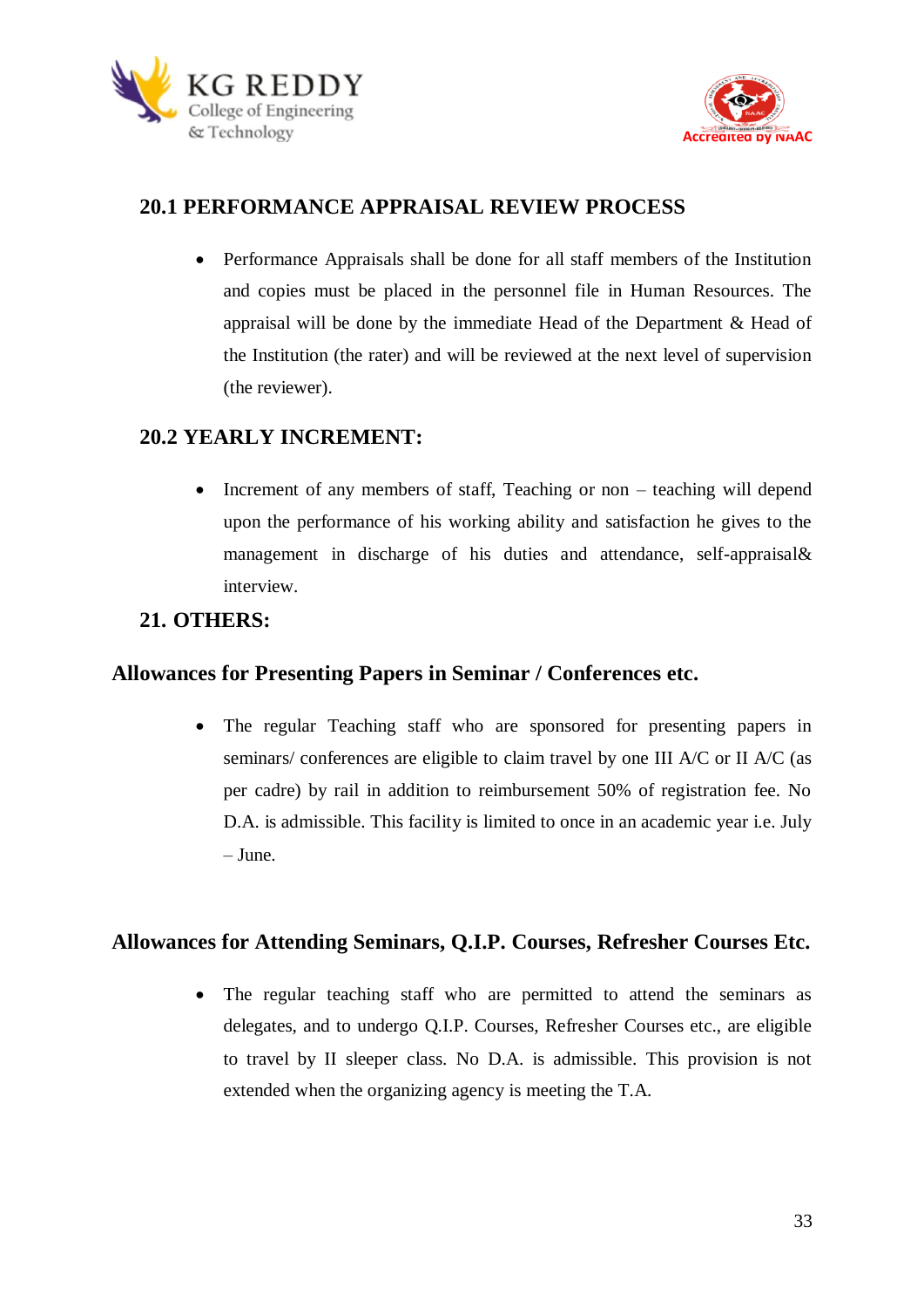## 20.1 PERFORMANCE APPRAISAL REVIEW PROCESS

- Performance Appraisals shall be done for all staff members of the Institution and copies must be placed in the personnel file in Human Resources. The appraisal will be done by the immediate Head of the Department & Head of the Institution (the rater) and will be reviewed at the next level of supervision (the reviewer).

## 20.2 YEARLY INCREMENT:

- Increment of any members of staff, Teaching or non – teaching will depend upon the performance of his working ability and satisfaction he gives to the management in discharge of his duties and attendance, self-appraisal& interview.

## 21. OTHERS:

### Allowances for Presenting Papers in Seminar / Conferences etc.

- The regular Teaching staff who are sponsored for presenting papers in seminars/ conferences are eligible to claim travel by one III A/C or II A/C (as per cadre) by rail in addition to reimbursement 50% of registration fee. No D.A. is admissible. This facility is limited to once in an academic year i.e. July – June.

### Allowances for Attending Seminars, Q.I.P. Courses, Refresher Courses Etc.

- The regular teaching staff who are permitted to attend the seminars as delegates, and to undergo Q.I.P. Courses, Refresher Courses etc., are eligible to travel by II sleeper class. No D.A. is admissible. This provision is not extended when the organizing agency is meeting the T.A.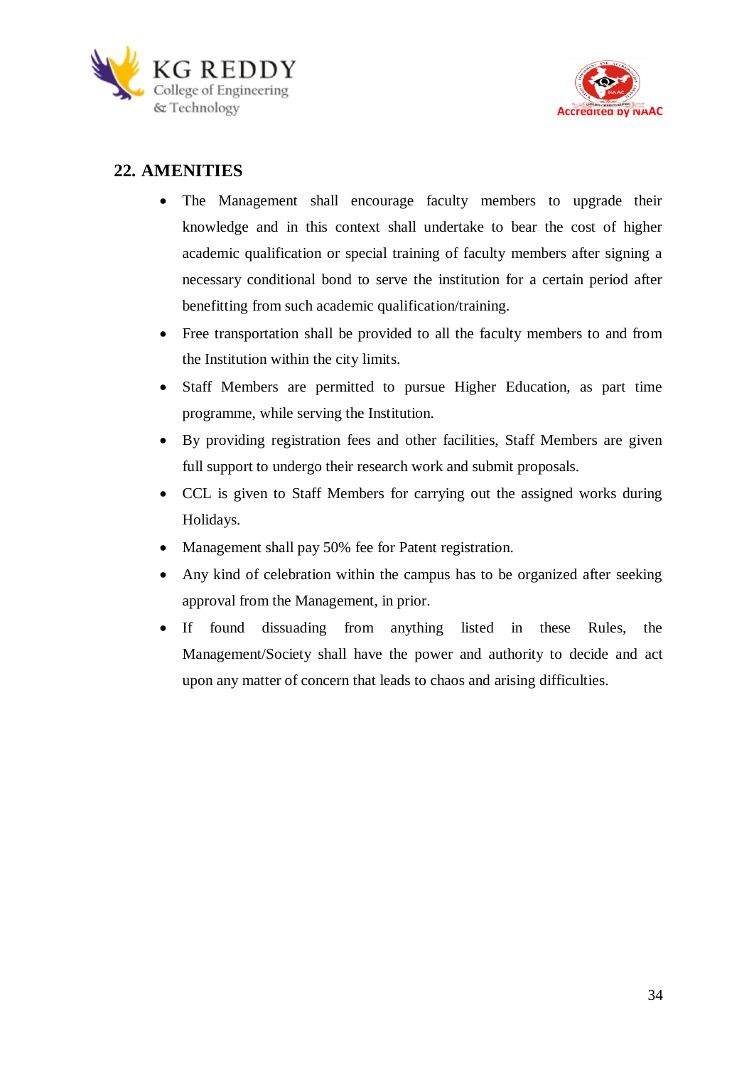## 22. AMENITIES

- The Management shall encourage faculty members to upgrade their knowledge and in this context shall undertake to bear the cost of higher academic qualification or special training of faculty members after signing a necessary conditional bond to serve the institution for a certain period after benefitting from such academic qualification/training.
- Free transportation shall be provided to all the faculty members to and from the Institution within the city limits.
- Staff Members are permitted to pursue Higher Education, as part time programme, while serving the Institution.
- By providing registration fees and other facilities, Staff Members are given full support to undergo their research work and submit proposals.
- CCL is given to Staff Members for carrying out the assigned works during Holidays.
- Management shall pay 50% fee for Patent registration.
- Any kind of celebration within the campus has to be organized after seeking approval from the Management, in prior.
- If found dissuading from anything listed in these Rules, the Management/Society shall have the power and authority to decide and act upon any matter of concern that leads to chaos and arising difficulties.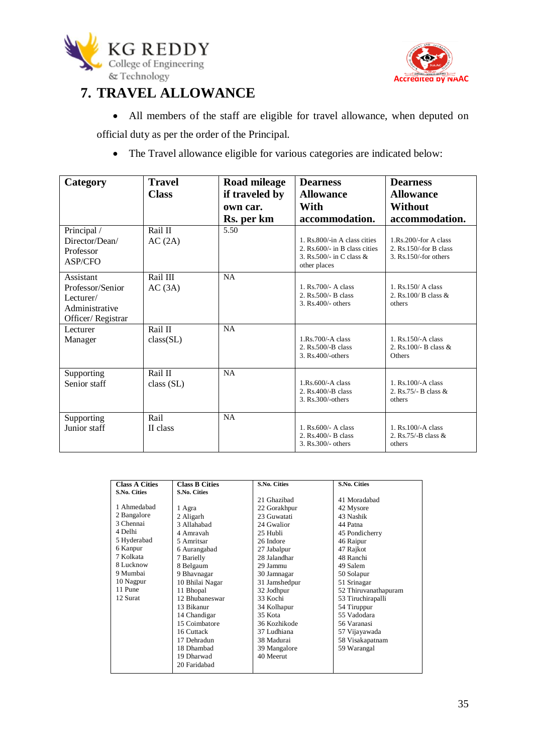# 7. TRAVEL ALLOWANCE

- All members of the staff are eligible for travel allowance, when deputed on official duty as per the order of the Principal.
- The Travel allowance eligible for various categories are indicated below:

| Category | Travel Class | Road mileage if traveled by own car. Rs. per km | Dearness Allowance With accommodation. | Dearness Allowance Without accommodation. |
|---|---|---|---|---|
| Principal / Director/Dean/ Professor ASP/CFO | Rail II AC (2A) | 5.50 | 1. Rs.800/-in A class cities 2. Rs.600/- in B class cities 3. Rs.500/- in C class & other places | 1.Rs.200/-for A class 2. Rs.150/-for B class 3. Rs.150/-for others |
| Assistant Professor/Senior Lecturer/ Administrative Officer/ Registrar | Rail III AC (3A) | NA | 1. Rs.700/- A class 2. Rs.500/- B class 3. Rs.400/- others | 1. Rs.150/ A class 2. Rs.100/ B class & others |
| Lecturer Manager | Rail II class(SL) | NA | 1.Rs.700/-A class 2. Rs.500/-B class 3. Rs.400/-others | 1. Rs.150/-A class 2. Rs.100/- B class & Others |
| Supporting Senior staff | Rail II class (SL) | NA | 1.Rs.600/-A class 2. Rs.400/-B class 3. Rs.300/-others | 1. Rs.100/-A class 2. Rs.75/- B class & others |
| Supporting Junior staff | Rail II class | NA | 1. Rs.600/- A class 2. Rs.400/- B class 3. Rs.300/- others | 1. Rs.100/-A class 2. Rs.75/-B class & others |

| Class A Cities S.No. Cities | Class B Cities S.No. Cities | S.No. Cities | S.No. Cities |
|---|---|---|---|
| 1 Ahmedabad | 1 Agra | 21 Ghazibad | 41 Moradabad |
| 2 Bangalore | 2 Aligarh | 22 Gorakhpur | 42 Mysore |
| 3 Chennai | 3 Allahabad | 23 Guwatati | 43 Nashik |
| 4 Delhi | 4 Amravah | 24 Gwalior | 44 Patna |
| 5 Hyderabad | 5 Amritsar | 25 Hubli | 45 Pondicherry |
| 6 Kanpur | 6 Aurangabad | 26 Indore | 46 Raipur |
| 7 Kolkata | 7 Barielly | 27 Jabalpur | 47 Rajkot |
| 8 Lucknow | 8 Belgaum | 28 Jalandhar | 48 Ranchi |
| 9 Mumbai | 9 Bhavnagar | 29 Jammu | 49 Salem |
| 10 Nagpur | 10 Bhilai Nagar | 30 Jamnagar | 50 Solapur |
| 11 Pune | 11 Bhopal | 31 Jamshedpur | 51 Srinagar |
| 12 Surat | 12 Bhubaneswar | 32 Jodhpur | 52 Thiruvanathapuram |
| | 13 Bikanur | 33 Kochi | 53 Tiruchirapalli |
| | 14 Chandigar | 34 Kolhapur | 54 Tiruppur |
| | 15 Coimbatore | 35 Kota | 55 Vadodara |
| | 16 Cuttack | 36 Kozhikode | 56 Varanasi |
| | 17 Dehradun | 37 Ludhiana | 57 Vijayawada |
| | 18 Dhambad | 38 Madurai | 58 Visakapatnam |
| | 19 Dharwad | 39 Mangalore | 59 Warangal |
| | 20 Faridabad | 40 Meerut | |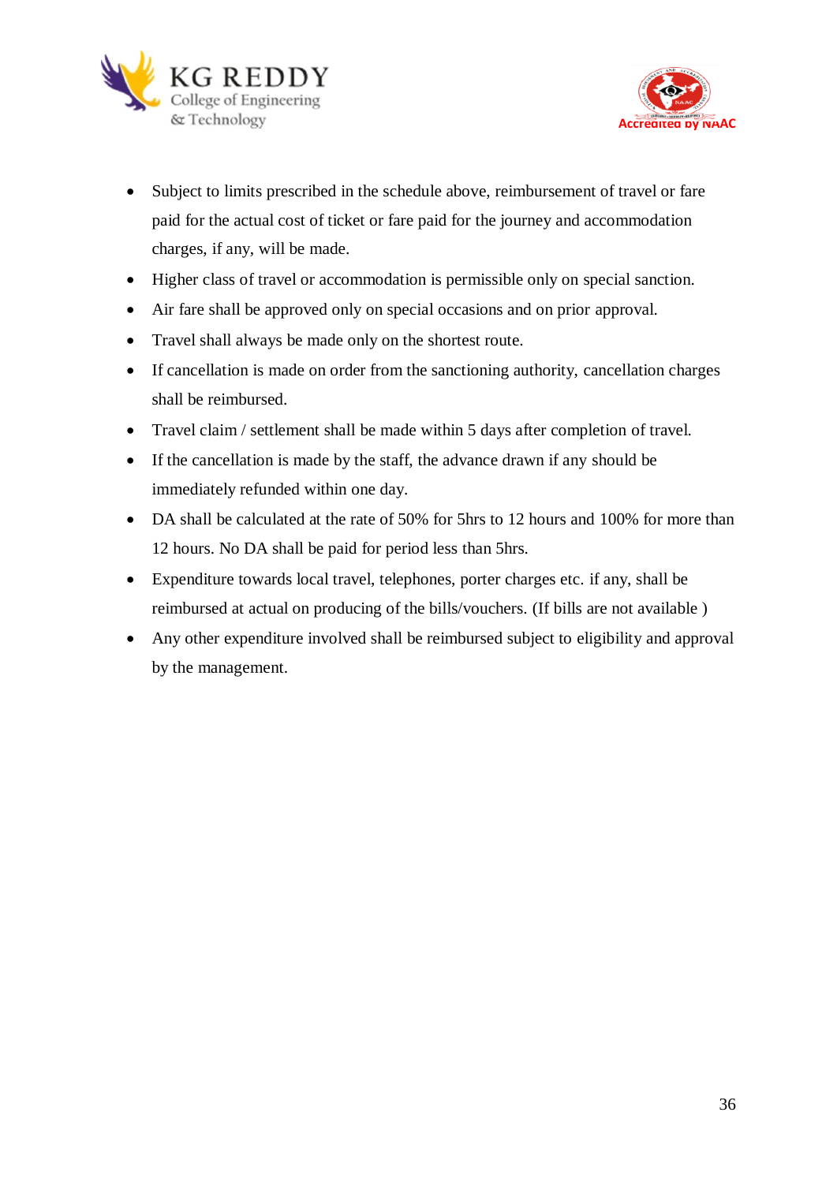- Subject to limits prescribed in the schedule above, reimbursement of travel or fare paid for the actual cost of ticket or fare paid for the journey and accommodation charges, if any, will be made.
- Higher class of travel or accommodation is permissible only on special sanction.
- Air fare shall be approved only on special occasions and on prior approval.
- Travel shall always be made only on the shortest route.
- If cancellation is made on order from the sanctioning authority, cancellation charges shall be reimbursed.
- Travel claim / settlement shall be made within 5 days after completion of travel.
- If the cancellation is made by the staff, the advance drawn if any should be immediately refunded within one day.
- DA shall be calculated at the rate of 50% for 5hrs to 12 hours and 100% for more than 12 hours. No DA shall be paid for period less than 5hrs.
- Expenditure towards local travel, telephones, porter charges etc. if any, shall be reimbursed at actual on producing of the bills/vouchers. (If bills are not available )
- Any other expenditure involved shall be reimbursed subject to eligibility and approval by the management.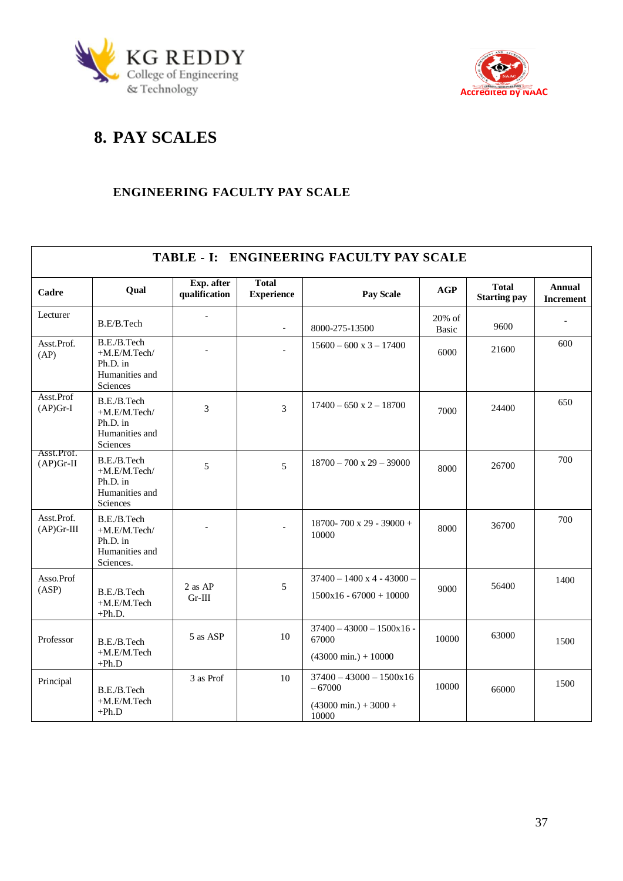## 8. PAY SCALES

### ENGINEERING FACULTY PAY SCALE

**TABLE - I: ENGINEERING FACULTY PAY SCALE**

| Cadre | Qual | Exp. after qualification | Total Experience | Pay Scale | AGP | Total Starting pay | Annual Increment |
|---|---|---|---|---|---|---|---|
| Lecturer | B.E/B.Tech | - | - | 8000-275-13500 | 20% of Basic | 9600 | - |
| Asst.Prof. (AP) | B.E./B.Tech +M.E/M.Tech/ Ph.D. in Humanities and Sciences | - | - | 15600 – 600 x 3 – 17400 | 6000 | 21600 | 600 |
| Asst.Prof (AP)Gr-I | B.E./B.Tech +M.E/M.Tech/ Ph.D. in Humanities and Sciences | 3 | 3 | 17400 – 650 x 2 – 18700 | 7000 | 24400 | 650 |
| Asst.Prof. (AP)Gr-II | B.E./B.Tech +M.E/M.Tech/ Ph.D. in Humanities and Sciences | 5 | 5 | 18700 – 700 x 29 – 39000 | 8000 | 26700 | 700 |
| Asst.Prof. (AP)Gr-III | B.E./B.Tech +M.E/M.Tech/ Ph.D. in Humanities and Sciences. | - | - | 18700- 700 x 29 - 39000 + 10000 | 8000 | 36700 | 700 |
| Asso.Prof (ASP) | B.E./B.Tech +M.E/M.Tech +Ph.D. | 2 as AP Gr-III | 5 | 37400 – 1400 x 4 - 43000 – 1500x16 - 67000 + 10000 | 9000 | 56400 | 1400 |
| Professor | B.E./B.Tech +M.E/M.Tech +Ph.D | 5 as ASP | 10 | 37400 – 43000 – 1500x16 - 67000 (43000 min.) + 10000 | 10000 | 63000 | 1500 |
| Principal | B.E./B.Tech +M.E/M.Tech +Ph.D | 3 as Prof | 10 | 37400 – 43000 – 1500x16 – 67000 (43000 min.) + 3000 + 10000 | 10000 | 66000 | 1500 |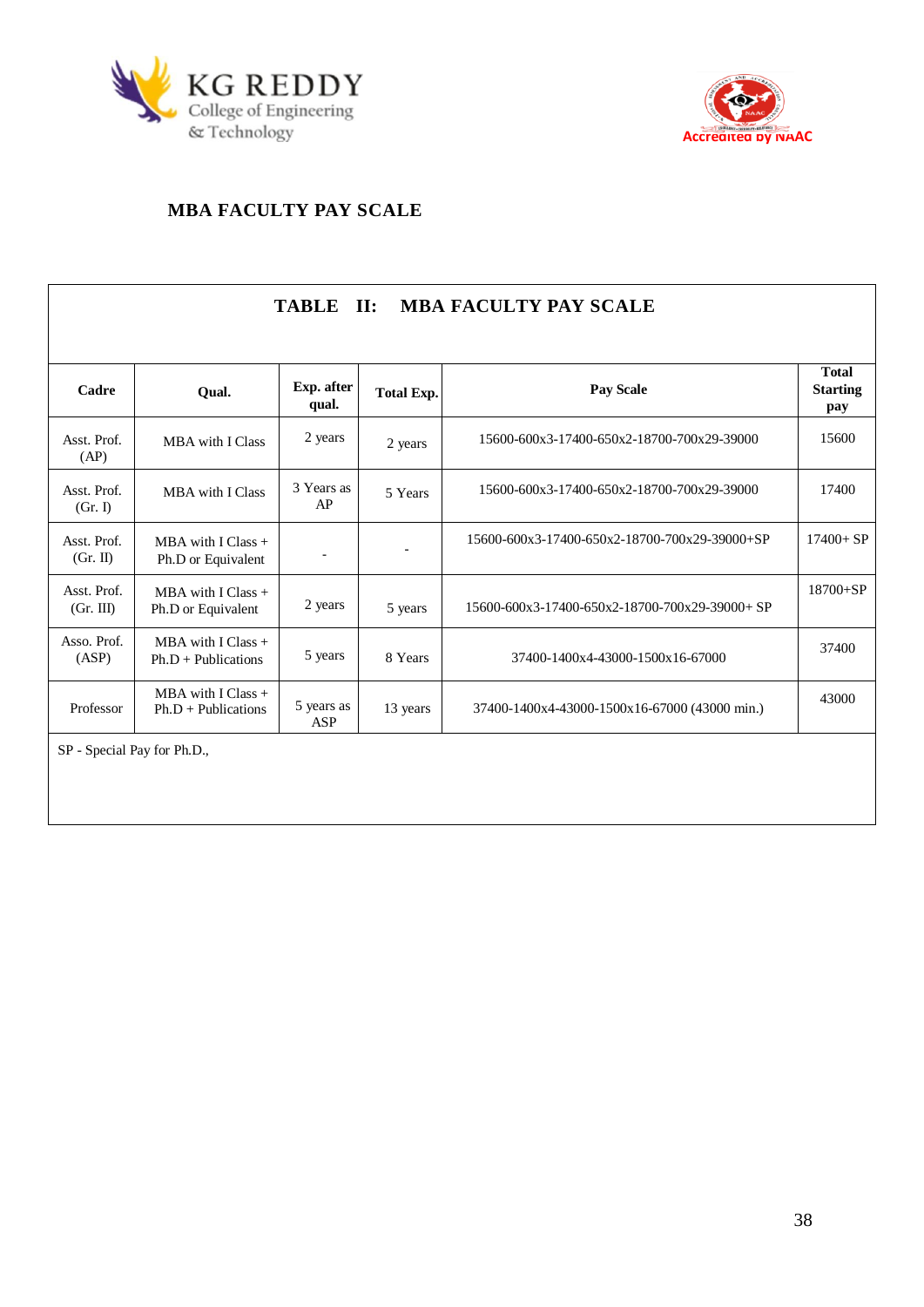KG REDDY College of Engineering & Technology

Accredited by NAAC

# MBA FACULTY PAY SCALE

## TABLE II: MBA FACULTY PAY SCALE

| Cadre | Qual. | Exp. after qual. | Total Exp. | Pay Scale | Total Starting pay |
|---|---|---|---|---|---|
| Asst. Prof. (AP) | MBA with I Class | 2 years | 2 years | 15600-600x3-17400-650x2-18700-700x29-39000 | 15600 |
| Asst. Prof. (Gr. I) | MBA with I Class | 3 Years as AP | 5 Years | 15600-600x3-17400-650x2-18700-700x29-39000 | 17400 |
| Asst. Prof. (Gr. II) | MBA with I Class + Ph.D or Equivalent | - | - | 15600-600x3-17400-650x2-18700-700x29-39000+SP | 17400+ SP |
| Asst. Prof. (Gr. III) | MBA with I Class + Ph.D or Equivalent | 2 years | 5 years | 15600-600x3-17400-650x2-18700-700x29-39000+ SP | 18700+SP |
| Asso. Prof. (ASP) | MBA with I Class + Ph.D + Publications | 5 years | 8 Years | 37400-1400x4-43000-1500x16-67000 | 37400 |
| Professor | MBA with I Class + Ph.D + Publications | 5 years as ASP | 13 years | 37400-1400x4-43000-1500x16-67000 (43000 min.) | 43000 |

SP - Special Pay for Ph.D.,